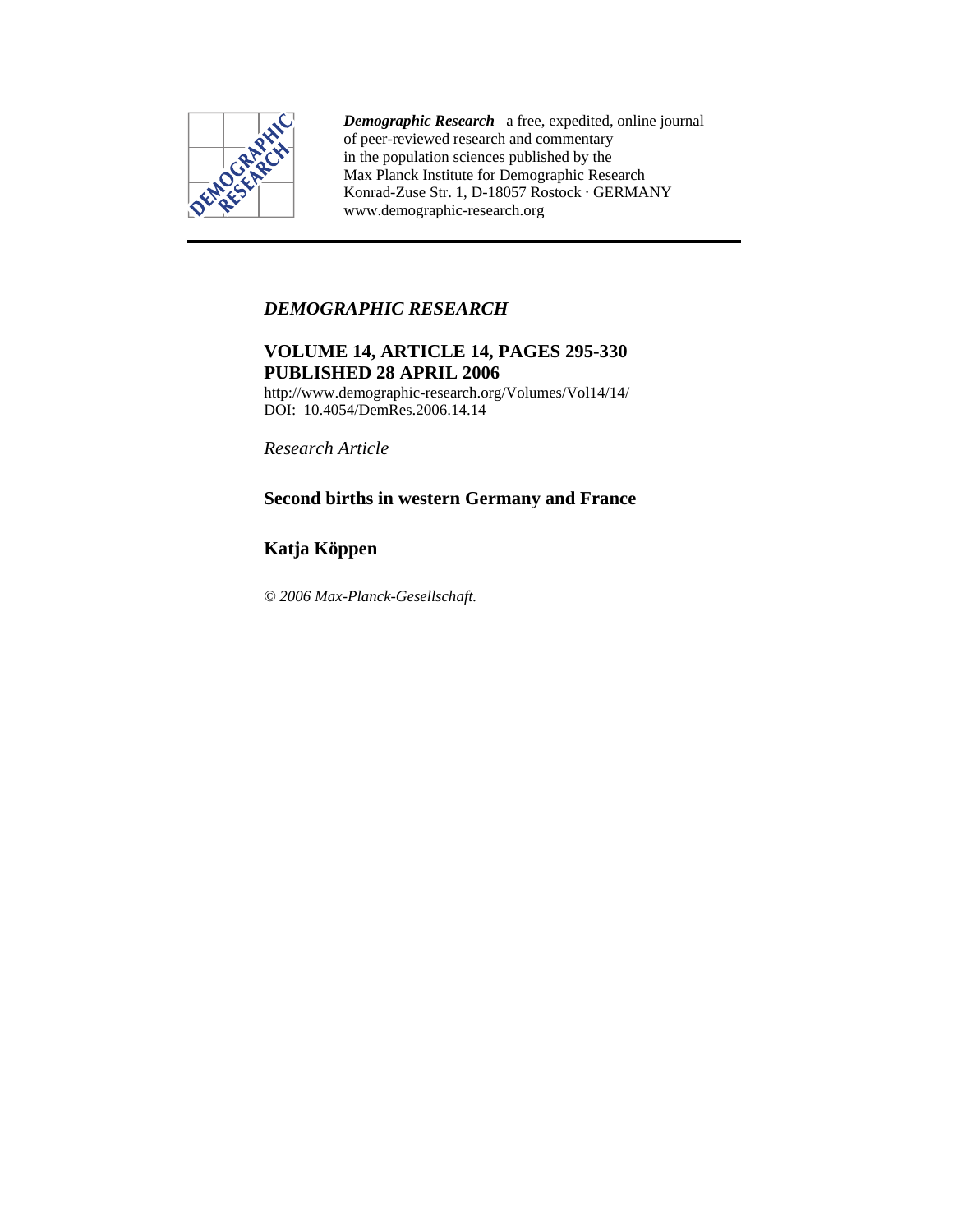***Demographic Research*** a free, expedited, online journal
of peer-reviewed research and commentary
in the population sciences published by the
Max Planck Institute for Demographic Research
Konrad-Zuse Str. 1, D-18057 Rostock · GERMANY
www.demographic-research.org

---

*DEMOGRAPHIC RESEARCH*

**VOLUME 14, ARTICLE 14, PAGES 295-330**
**PUBLISHED 28 APRIL 2006**

http://www.demographic-research.org/Volumes/Vol14/14/
DOI: 10.4054/DemRes.2006.14.14

*Research Article*

# Second births in western Germany and France

## Katja Köppen

*© 2006 Max-Planck-Gesellschaft.*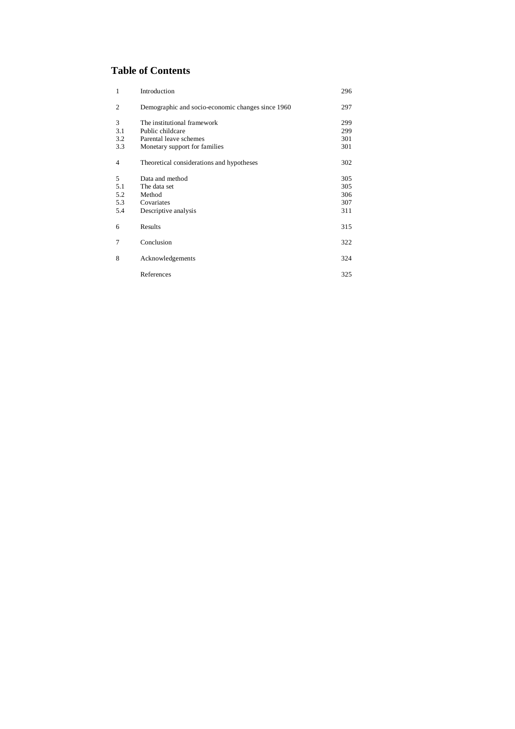## Table of Contents

| | | |
|---|---|---|
| 1 | Introduction | 296 |
| 2 | Demographic and socio-economic changes since 1960 | 297 |
| 3 | The institutional framework | 299 |
| 3.1 | Public childcare | 299 |
| 3.2 | Parental leave schemes | 301 |
| 3.3 | Monetary support for families | 301 |
| 4 | Theoretical considerations and hypotheses | 302 |
| 5 | Data and method | 305 |
| 5.1 | The data set | 305 |
| 5.2 | Method | 306 |
| 5.3 | Covariates | 307 |
| 5.4 | Descriptive analysis | 311 |
| 6 | Results | 315 |
| 7 | Conclusion | 322 |
| 8 | Acknowledgements | 324 |
| | References | 325 |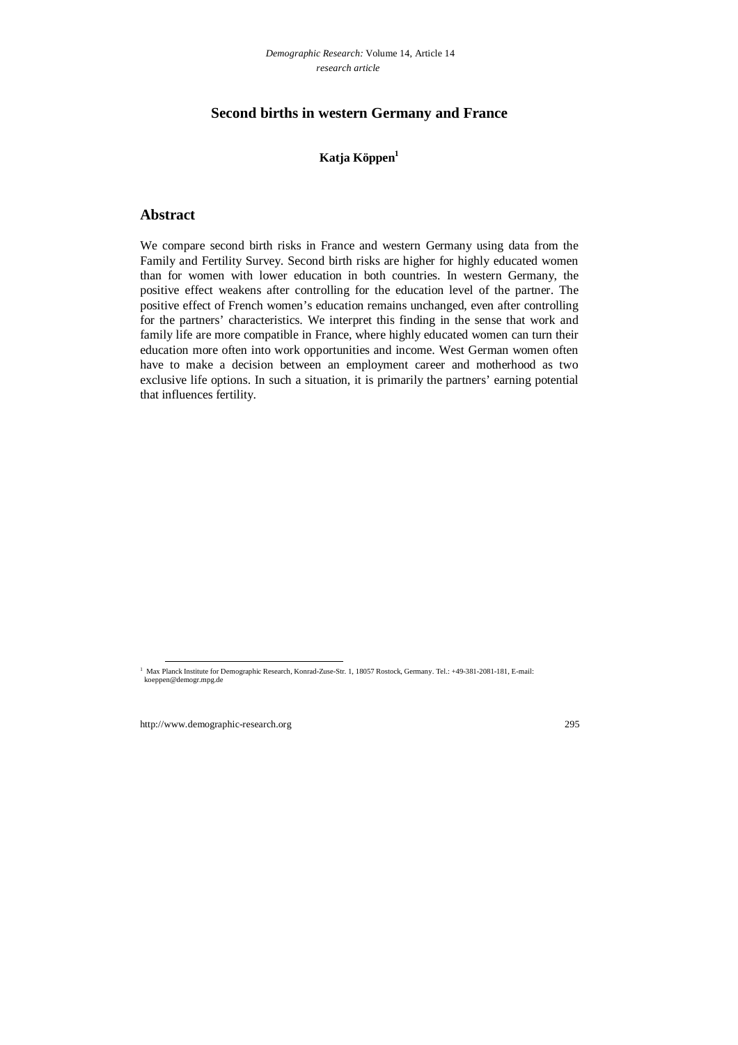# Second births in western Germany and France

**Katja Köppen**[1]

## Abstract

We compare second birth risks in France and western Germany using data from the Family and Fertility Survey. Second birth risks are higher for highly educated women than for women with lower education in both countries. In western Germany, the positive effect weakens after controlling for the education level of the partner. The positive effect of French women's education remains unchanged, even after controlling for the partners' characteristics. We interpret this finding in the sense that work and family life are more compatible in France, where highly educated women can turn their education more often into work opportunities and income. West German women often have to make a decision between an employment career and motherhood as two exclusive life options. In such a situation, it is primarily the partners' earning potential that influences fertility.

[1] Max Planck Institute for Demographic Research, Konrad-Zuse-Str. 1, 18057 Rostock, Germany. Tel.: +49-381-2081-181, E-mail: koeppen@demogr.mpg.de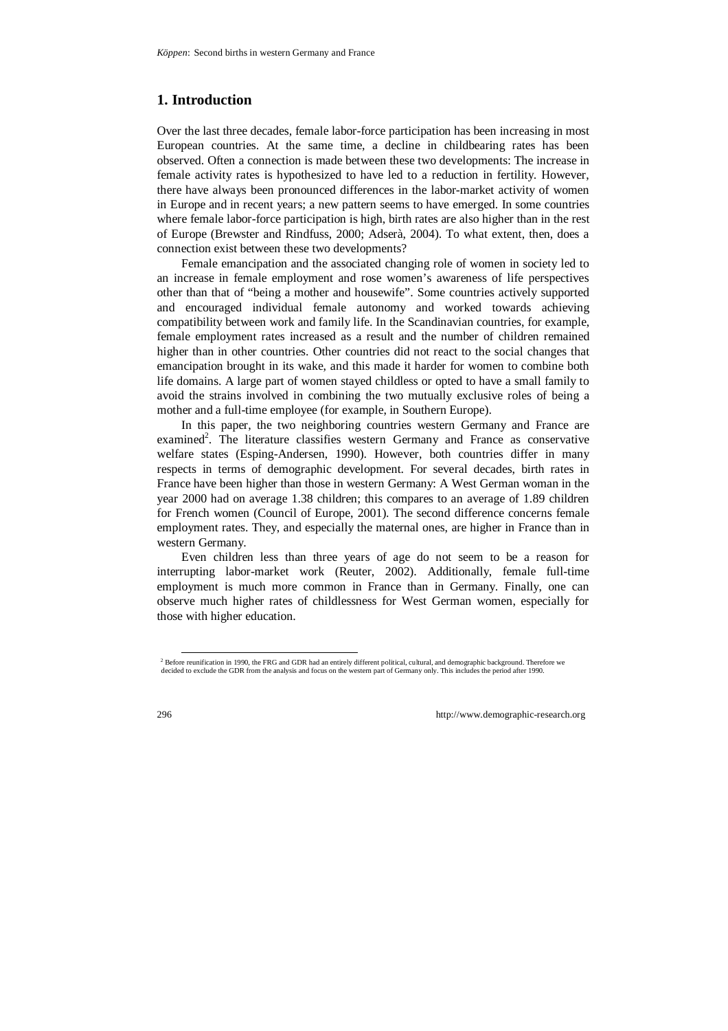## 1. Introduction

Over the last three decades, female labor-force participation has been increasing in most European countries. At the same time, a decline in childbearing rates has been observed. Often a connection is made between these two developments: The increase in female activity rates is hypothesized to have led to a reduction in fertility. However, there have always been pronounced differences in the labor-market activity of women in Europe and in recent years; a new pattern seems to have emerged. In some countries where female labor-force participation is high, birth rates are also higher than in the rest of Europe (Brewster and Rindfuss, 2000; Adserà, 2004). To what extent, then, does a connection exist between these two developments?

Female emancipation and the associated changing role of women in society led to an increase in female employment and rose women's awareness of life perspectives other than that of "being a mother and housewife". Some countries actively supported and encouraged individual female autonomy and worked towards achieving compatibility between work and family life. In the Scandinavian countries, for example, female employment rates increased as a result and the number of children remained higher than in other countries. Other countries did not react to the social changes that emancipation brought in its wake, and this made it harder for women to combine both life domains. A large part of women stayed childless or opted to have a small family to avoid the strains involved in combining the two mutually exclusive roles of being a mother and a full-time employee (for example, in Southern Europe).

In this paper, the two neighboring countries western Germany and France are examined[2]. The literature classifies western Germany and France as conservative welfare states (Esping-Andersen, 1990). However, both countries differ in many respects in terms of demographic development. For several decades, birth rates in France have been higher than those in western Germany: A West German woman in the year 2000 had on average 1.38 children; this compares to an average of 1.89 children for French women (Council of Europe, 2001). The second difference concerns female employment rates. They, and especially the maternal ones, are higher in France than in western Germany.

Even children less than three years of age do not seem to be a reason for interrupting labor-market work (Reuter, 2002). Additionally, female full-time employment is much more common in France than in Germany. Finally, one can observe much higher rates of childlessness for West German women, especially for those with higher education.

---

[2] Before reunification in 1990, the FRG and GDR had an entirely different political, cultural, and demographic background. Therefore we decided to exclude the GDR from the analysis and focus on the western part of Germany only. This includes the period after 1990.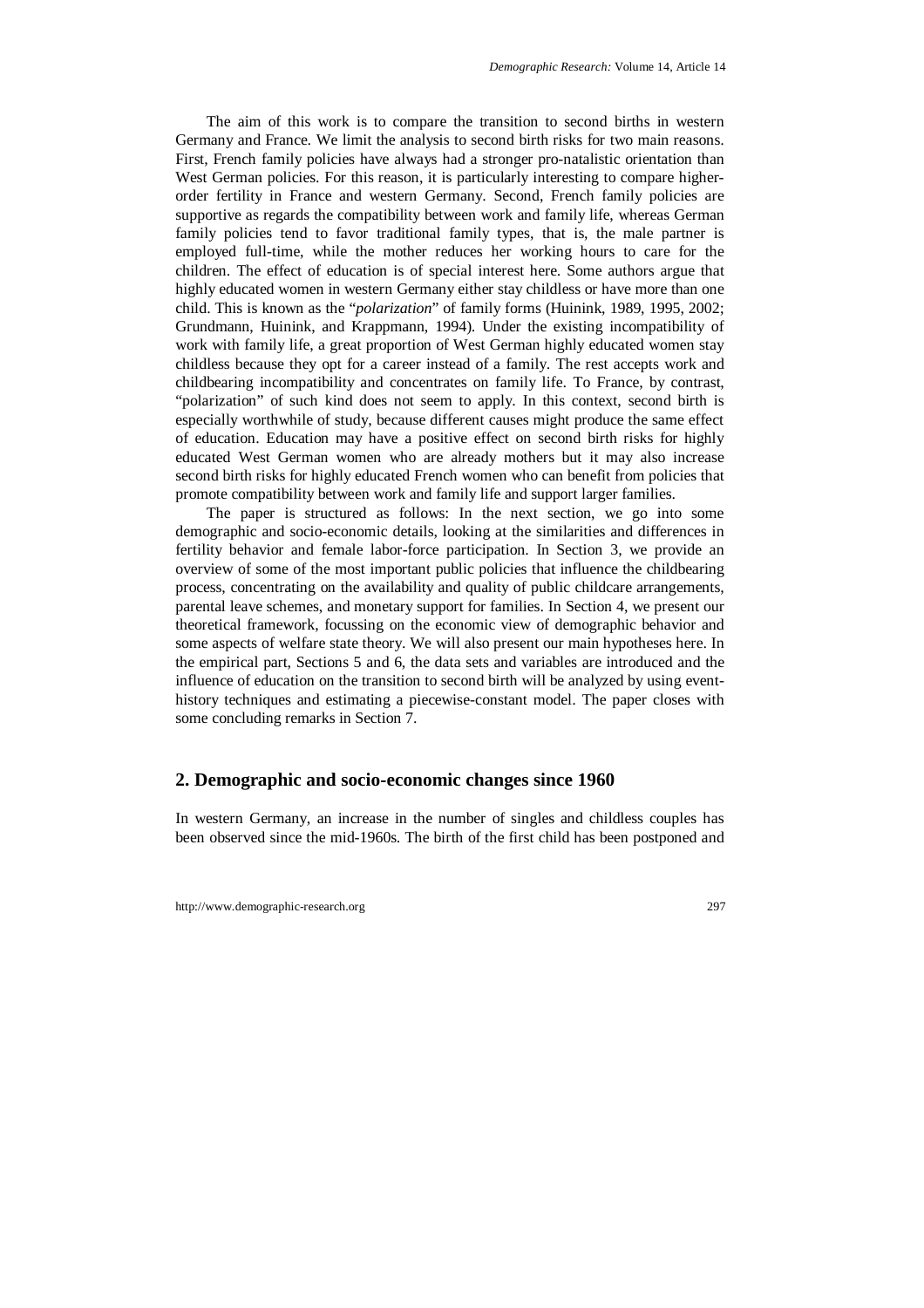The aim of this work is to compare the transition to second births in western Germany and France. We limit the analysis to second birth risks for two main reasons. First, French family policies have always had a stronger pro-natalistic orientation than West German policies. For this reason, it is particularly interesting to compare higher-order fertility in France and western Germany. Second, French family policies are supportive as regards the compatibility between work and family life, whereas German family policies tend to favor traditional family types, that is, the male partner is employed full-time, while the mother reduces her working hours to care for the children. The effect of education is of special interest here. Some authors argue that highly educated women in western Germany either stay childless or have more than one child. This is known as the "*polarization*" of family forms (Huinink, 1989, 1995, 2002; Grundmann, Huinink, and Krappmann, 1994). Under the existing incompatibility of work with family life, a great proportion of West German highly educated women stay childless because they opt for a career instead of a family. The rest accepts work and childbearing incompatibility and concentrates on family life. To France, by contrast, "polarization" of such kind does not seem to apply. In this context, second birth is especially worthwhile of study, because different causes might produce the same effect of education. Education may have a positive effect on second birth risks for highly educated West German women who are already mothers but it may also increase second birth risks for highly educated French women who can benefit from policies that promote compatibility between work and family life and support larger families.

The paper is structured as follows: In the next section, we go into some demographic and socio-economic details, looking at the similarities and differences in fertility behavior and female labor-force participation. In Section 3, we provide an overview of some of the most important public policies that influence the childbearing process, concentrating on the availability and quality of public childcare arrangements, parental leave schemes, and monetary support for families. In Section 4, we present our theoretical framework, focussing on the economic view of demographic behavior and some aspects of welfare state theory. We will also present our main hypotheses here. In the empirical part, Sections 5 and 6, the data sets and variables are introduced and the influence of education on the transition to second birth will be analyzed by using event-history techniques and estimating a piecewise-constant model. The paper closes with some concluding remarks in Section 7.

## 2. Demographic and socio-economic changes since 1960

In western Germany, an increase in the number of singles and childless couples has been observed since the mid-1960s. The birth of the first child has been postponed and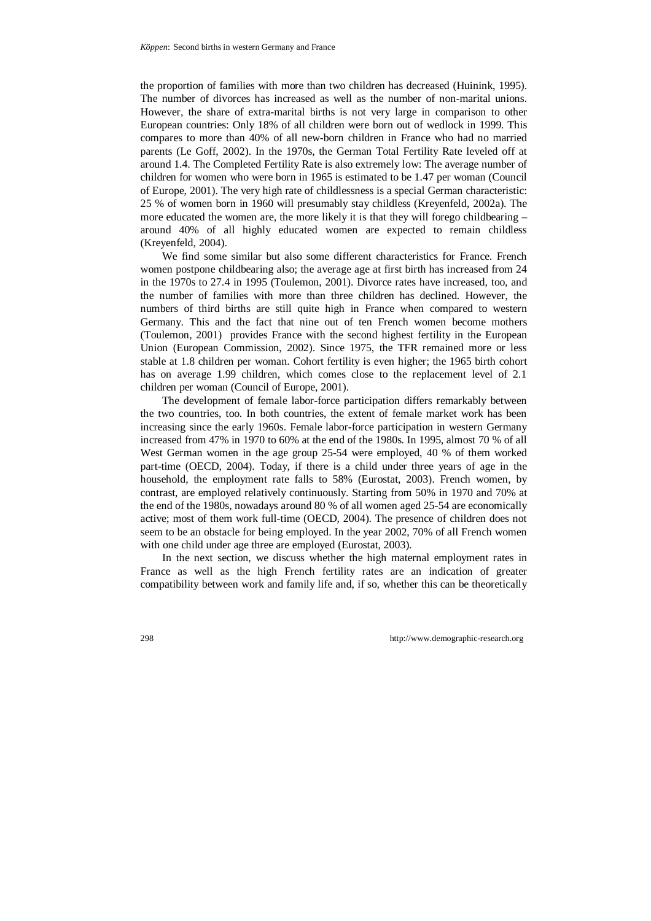the proportion of families with more than two children has decreased (Huinink, 1995). The number of divorces has increased as well as the number of non-marital unions. However, the share of extra-marital births is not very large in comparison to other European countries: Only 18% of all children were born out of wedlock in 1999. This compares to more than 40% of all new-born children in France who had no married parents (Le Goff, 2002). In the 1970s, the German Total Fertility Rate leveled off at around 1.4. The Completed Fertility Rate is also extremely low: The average number of children for women who were born in 1965 is estimated to be 1.47 per woman (Council of Europe, 2001). The very high rate of childlessness is a special German characteristic: 25 % of women born in 1960 will presumably stay childless (Kreyenfeld, 2002a). The more educated the women are, the more likely it is that they will forego childbearing – around 40% of all highly educated women are expected to remain childless (Kreyenfeld, 2004).

We find some similar but also some different characteristics for France. French women postpone childbearing also; the average age at first birth has increased from 24 in the 1970s to 27.4 in 1995 (Toulemon, 2001). Divorce rates have increased, too, and the number of families with more than three children has declined. However, the numbers of third births are still quite high in France when compared to western Germany. This and the fact that nine out of ten French women become mothers (Toulemon, 2001) provides France with the second highest fertility in the European Union (European Commission, 2002). Since 1975, the TFR remained more or less stable at 1.8 children per woman. Cohort fertility is even higher; the 1965 birth cohort has on average 1.99 children, which comes close to the replacement level of 2.1 children per woman (Council of Europe, 2001).

The development of female labor-force participation differs remarkably between the two countries, too. In both countries, the extent of female market work has been increasing since the early 1960s. Female labor-force participation in western Germany increased from 47% in 1970 to 60% at the end of the 1980s. In 1995, almost 70 % of all West German women in the age group 25-54 were employed, 40 % of them worked part-time (OECD, 2004). Today, if there is a child under three years of age in the household, the employment rate falls to 58% (Eurostat, 2003). French women, by contrast, are employed relatively continuously. Starting from 50% in 1970 and 70% at the end of the 1980s, nowadays around 80 % of all women aged 25-54 are economically active; most of them work full-time (OECD, 2004). The presence of children does not seem to be an obstacle for being employed. In the year 2002, 70% of all French women with one child under age three are employed (Eurostat, 2003).

In the next section, we discuss whether the high maternal employment rates in France as well as the high French fertility rates are an indication of greater compatibility between work and family life and, if so, whether this can be theoretically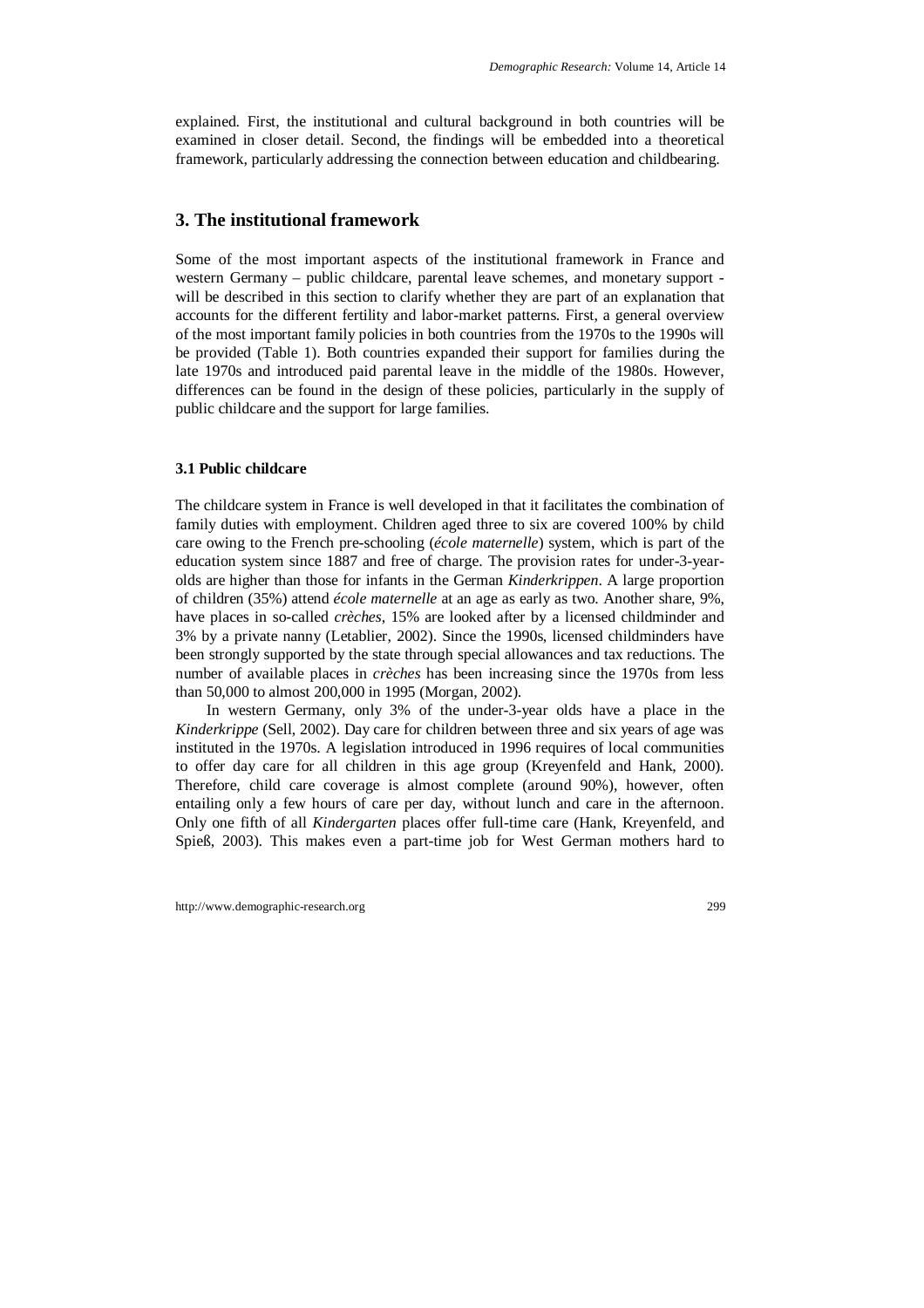explained. First, the institutional and cultural background in both countries will be examined in closer detail. Second, the findings will be embedded into a theoretical framework, particularly addressing the connection between education and childbearing.

## 3. The institutional framework

Some of the most important aspects of the institutional framework in France and western Germany – public childcare, parental leave schemes, and monetary support - will be described in this section to clarify whether they are part of an explanation that accounts for the different fertility and labor-market patterns. First, a general overview of the most important family policies in both countries from the 1970s to the 1990s will be provided (Table 1). Both countries expanded their support for families during the late 1970s and introduced paid parental leave in the middle of the 1980s. However, differences can be found in the design of these policies, particularly in the supply of public childcare and the support for large families.

### 3.1 Public childcare

The childcare system in France is well developed in that it facilitates the combination of family duties with employment. Children aged three to six are covered 100% by child care owing to the French pre-schooling (*école maternelle*) system, which is part of the education system since 1887 and free of charge. The provision rates for under-3-year-olds are higher than those for infants in the German *Kinderkrippen*. A large proportion of children (35%) attend *école maternelle* at an age as early as two. Another share, 9%, have places in so-called *crèches*, 15% are looked after by a licensed childminder and 3% by a private nanny (Letablier, 2002). Since the 1990s, licensed childminders have been strongly supported by the state through special allowances and tax reductions. The number of available places in *crèches* has been increasing since the 1970s from less than 50,000 to almost 200,000 in 1995 (Morgan, 2002).

In western Germany, only 3% of the under-3-year olds have a place in the *Kinderkrippe* (Sell, 2002). Day care for children between three and six years of age was instituted in the 1970s. A legislation introduced in 1996 requires of local communities to offer day care for all children in this age group (Kreyenfeld and Hank, 2000). Therefore, child care coverage is almost complete (around 90%), however, often entailing only a few hours of care per day, without lunch and care in the afternoon. Only one fifth of all *Kindergarten* places offer full-time care (Hank, Kreyenfeld, and Spieß, 2003). This makes even a part-time job for West German mothers hard to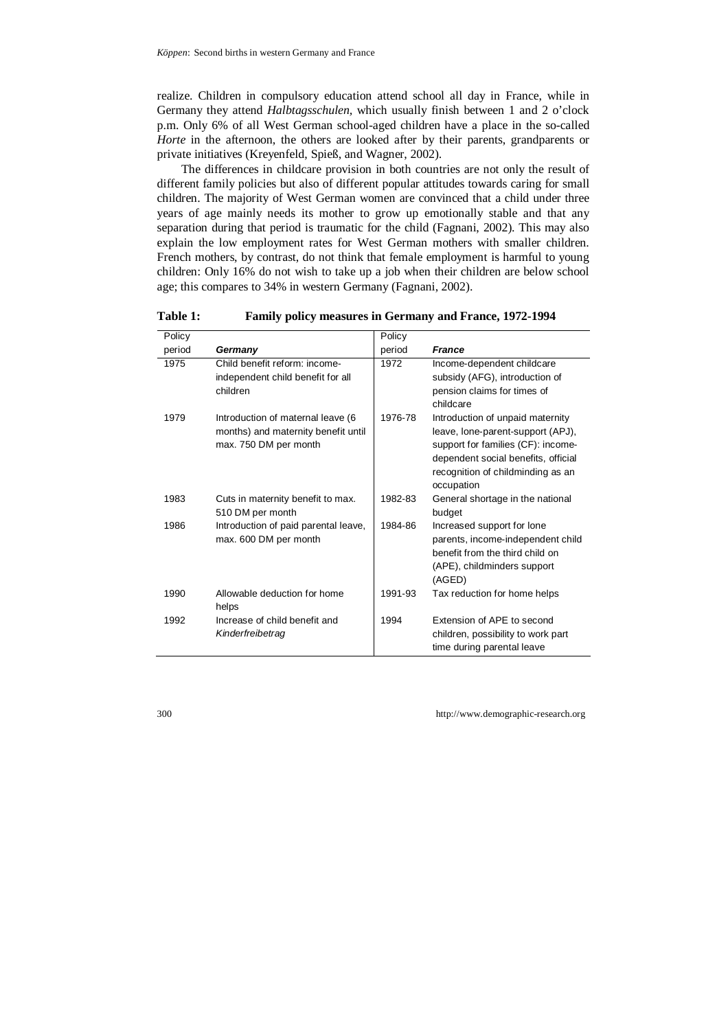realize. Children in compulsory education attend school all day in France, while in Germany they attend *Halbtagsschulen*, which usually finish between 1 and 2 o'clock p.m. Only 6% of all West German school-aged children have a place in the so-called *Horte* in the afternoon, the others are looked after by their parents, grandparents or private initiatives (Kreyenfeld, Spieß, and Wagner, 2002).

The differences in childcare provision in both countries are not only the result of different family policies but also of different popular attitudes towards caring for small children. The majority of West German women are convinced that a child under three years of age mainly needs its mother to grow up emotionally stable and that any separation during that period is traumatic for the child (Fagnani, 2002). This may also explain the low employment rates for West German mothers with smaller children. French mothers, by contrast, do not think that female employment is harmful to young children: Only 16% do not wish to take up a job when their children are below school age; this compares to 34% in western Germany (Fagnani, 2002).

**Table 1: Family policy measures in Germany and France, 1972-1994**

| Policy period | *Germany* | Policy period | *France* |
|---|---|---|---|
| 1975 | Child benefit reform: income-independent child benefit for all children | 1972 | Income-dependent childcare subsidy (AFG), introduction of pension claims for times of childcare |
| 1979 | Introduction of maternal leave (6 months) and maternity benefit until max. 750 DM per month | 1976-78 | Introduction of unpaid maternity leave, lone-parent-support (APJ), support for families (CF): income-dependent social benefits, official recognition of childminding as an occupation |
| 1983 | Cuts in maternity benefit to max. 510 DM per month | 1982-83 | General shortage in the national budget |
| 1986 | Introduction of paid parental leave, max. 600 DM per month | 1984-86 | Increased support for lone parents, income-independent child benefit from the third child on (APE), childminders support (AGED) |
| 1990 | Allowable deduction for home helps | 1991-93 | Tax reduction for home helps |
| 1992 | Increase of child benefit and *Kinderfreibetrag* | 1994 | Extension of APE to second children, possibility to work part time during parental leave |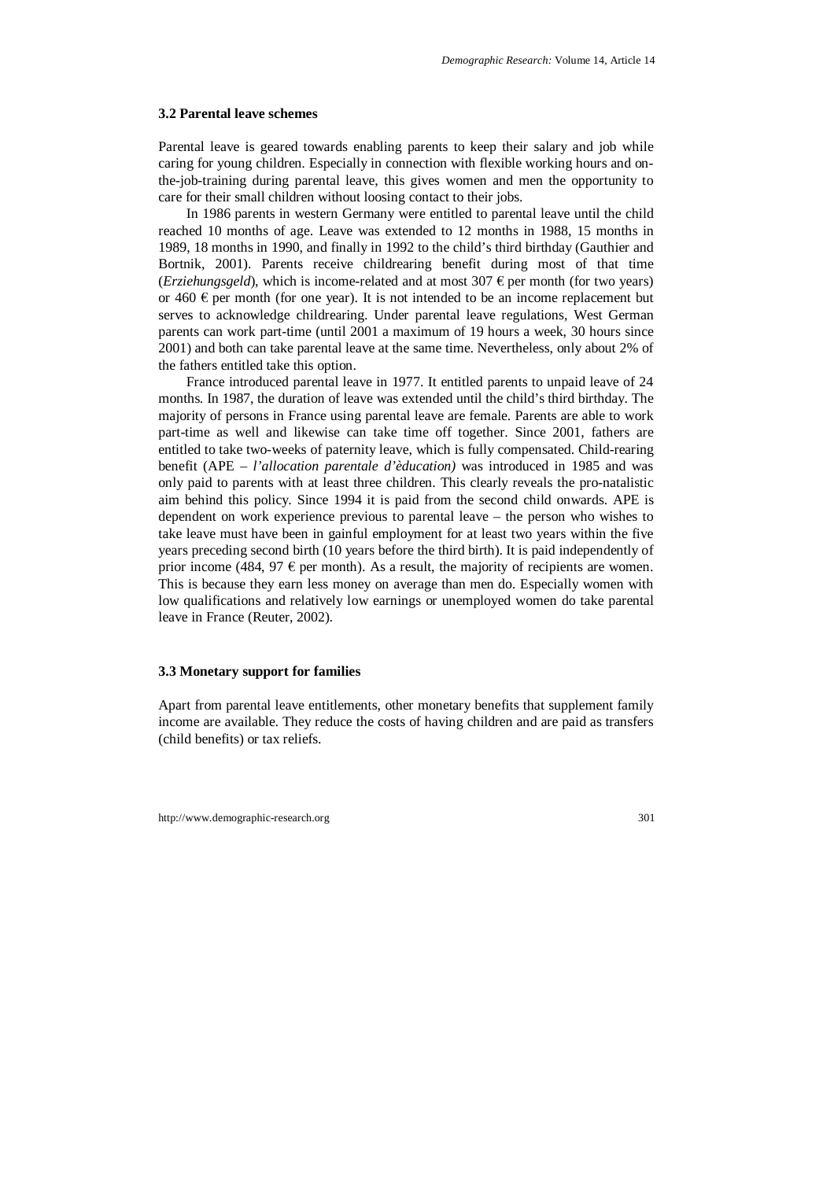### 3.2 Parental leave schemes

Parental leave is geared towards enabling parents to keep their salary and job while caring for young children. Especially in connection with flexible working hours and on-the-job-training during parental leave, this gives women and men the opportunity to care for their small children without loosing contact to their jobs.

In 1986 parents in western Germany were entitled to parental leave until the child reached 10 months of age. Leave was extended to 12 months in 1988, 15 months in 1989, 18 months in 1990, and finally in 1992 to the child's third birthday (Gauthier and Bortnik, 2001). Parents receive childrearing benefit during most of that time (*Erziehungsgeld*), which is income-related and at most 307 € per month (for two years) or 460 € per month (for one year). It is not intended to be an income replacement but serves to acknowledge childrearing. Under parental leave regulations, West German parents can work part-time (until 2001 a maximum of 19 hours a week, 30 hours since 2001) and both can take parental leave at the same time. Nevertheless, only about 2% of the fathers entitled take this option.

France introduced parental leave in 1977. It entitled parents to unpaid leave of 24 months. In 1987, the duration of leave was extended until the child's third birthday. The majority of persons in France using parental leave are female. Parents are able to work part-time as well and likewise can take time off together. Since 2001, fathers are entitled to take two-weeks of paternity leave, which is fully compensated. Child-rearing benefit (APE – *l'allocation parentale d'èducation)* was introduced in 1985 and was only paid to parents with at least three children. This clearly reveals the pro-natalistic aim behind this policy. Since 1994 it is paid from the second child onwards. APE is dependent on work experience previous to parental leave – the person who wishes to take leave must have been in gainful employment for at least two years within the five years preceding second birth (10 years before the third birth). It is paid independently of prior income (484, 97 € per month). As a result, the majority of recipients are women. This is because they earn less money on average than men do. Especially women with low qualifications and relatively low earnings or unemployed women do take parental leave in France (Reuter, 2002).

### 3.3 Monetary support for families

Apart from parental leave entitlements, other monetary benefits that supplement family income are available. They reduce the costs of having children and are paid as transfers (child benefits) or tax reliefs.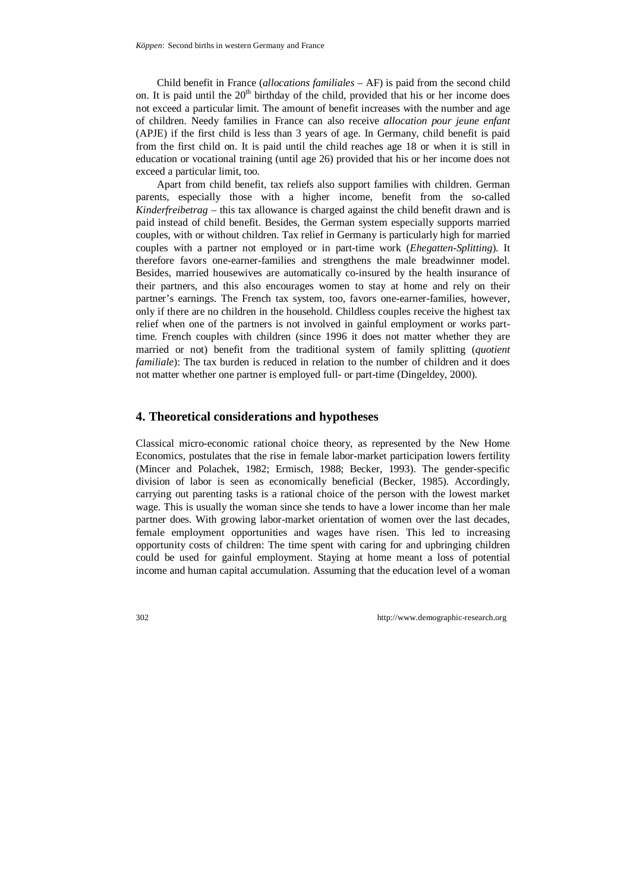Child benefit in France (*allocations familiales* – AF) is paid from the second child on. It is paid until the 20th birthday of the child, provided that his or her income does not exceed a particular limit. The amount of benefit increases with the number and age of children. Needy families in France can also receive *allocation pour jeune enfant* (APJE) if the first child is less than 3 years of age. In Germany, child benefit is paid from the first child on. It is paid until the child reaches age 18 or when it is still in education or vocational training (until age 26) provided that his or her income does not exceed a particular limit, too.

Apart from child benefit, tax reliefs also support families with children. German parents, especially those with a higher income, benefit from the so-called *Kinderfreibetrag* – this tax allowance is charged against the child benefit drawn and is paid instead of child benefit. Besides, the German system especially supports married couples, with or without children. Tax relief in Germany is particularly high for married couples with a partner not employed or in part-time work (*Ehegatten-Splitting*). It therefore favors one-earner-families and strengthens the male breadwinner model. Besides, married housewives are automatically co-insured by the health insurance of their partners, and this also encourages women to stay at home and rely on their partner's earnings. The French tax system, too, favors one-earner-families, however, only if there are no children in the household. Childless couples receive the highest tax relief when one of the partners is not involved in gainful employment or works part-time. French couples with children (since 1996 it does not matter whether they are married or not) benefit from the traditional system of family splitting (*quotient familiale*): The tax burden is reduced in relation to the number of children and it does not matter whether one partner is employed full- or part-time (Dingeldey, 2000).

## 4. Theoretical considerations and hypotheses

Classical micro-economic rational choice theory, as represented by the New Home Economics, postulates that the rise in female labor-market participation lowers fertility (Mincer and Polachek, 1982; Ermisch, 1988; Becker, 1993). The gender-specific division of labor is seen as economically beneficial (Becker, 1985). Accordingly, carrying out parenting tasks is a rational choice of the person with the lowest market wage. This is usually the woman since she tends to have a lower income than her male partner does. With growing labor-market orientation of women over the last decades, female employment opportunities and wages have risen. This led to increasing opportunity costs of children: The time spent with caring for and upbringing children could be used for gainful employment. Staying at home meant a loss of potential income and human capital accumulation. Assuming that the education level of a woman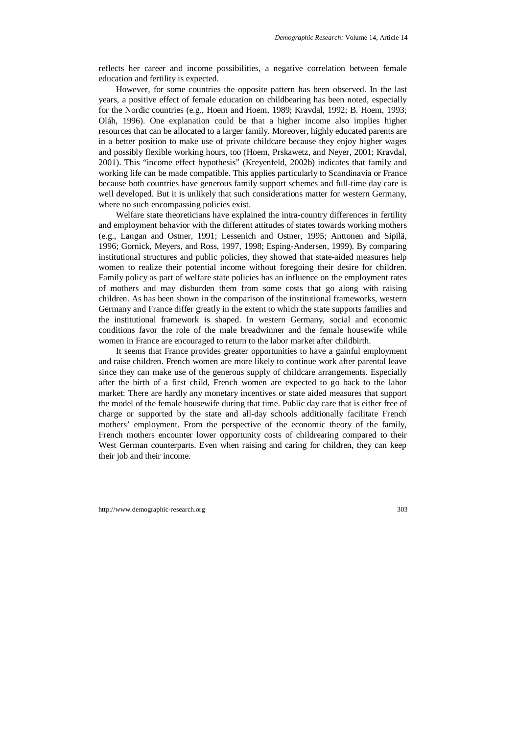reflects her career and income possibilities, a negative correlation between female education and fertility is expected.

However, for some countries the opposite pattern has been observed. In the last years, a positive effect of female education on childbearing has been noted, especially for the Nordic countries (e.g., Hoem and Hoem, 1989; Kravdal, 1992; B. Hoem, 1993; Oláh, 1996). One explanation could be that a higher income also implies higher resources that can be allocated to a larger family. Moreover, highly educated parents are in a better position to make use of private childcare because they enjoy higher wages and possibly flexible working hours, too (Hoem, Prskawetz, and Neyer, 2001; Kravdal, 2001). This "income effect hypothesis" (Kreyenfeld, 2002b) indicates that family and working life can be made compatible. This applies particularly to Scandinavia or France because both countries have generous family support schemes and full-time day care is well developed. But it is unlikely that such considerations matter for western Germany, where no such encompassing policies exist.

Welfare state theoreticians have explained the intra-country differences in fertility and employment behavior with the different attitudes of states towards working mothers (e.g., Langan and Ostner, 1991; Lessenich and Ostner, 1995; Anttonen and Sipilä, 1996; Gornick, Meyers, and Ross, 1997, 1998; Esping-Andersen, 1999). By comparing institutional structures and public policies, they showed that state-aided measures help women to realize their potential income without foregoing their desire for children. Family policy as part of welfare state policies has an influence on the employment rates of mothers and may disburden them from some costs that go along with raising children. As has been shown in the comparison of the institutional frameworks, western Germany and France differ greatly in the extent to which the state supports families and the institutional framework is shaped. In western Germany, social and economic conditions favor the role of the male breadwinner and the female housewife while women in France are encouraged to return to the labor market after childbirth.

It seems that France provides greater opportunities to have a gainful employment and raise children. French women are more likely to continue work after parental leave since they can make use of the generous supply of childcare arrangements. Especially after the birth of a first child, French women are expected to go back to the labor market: There are hardly any monetary incentives or state aided measures that support the model of the female housewife during that time. Public day care that is either free of charge or supported by the state and all-day schools additionally facilitate French mothers' employment. From the perspective of the economic theory of the family, French mothers encounter lower opportunity costs of childrearing compared to their West German counterparts. Even when raising and caring for children, they can keep their job and their income.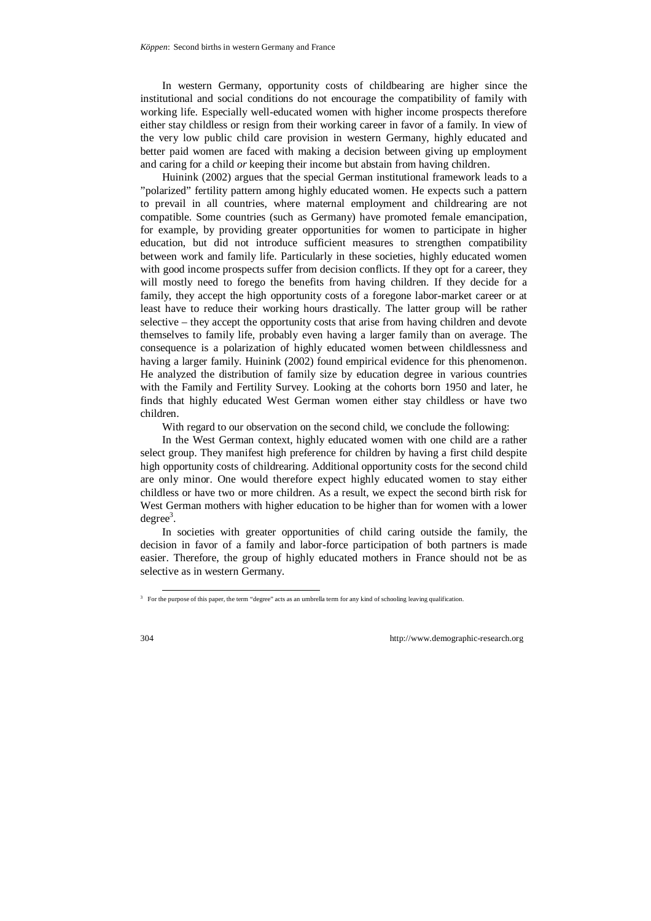In western Germany, opportunity costs of childbearing are higher since the institutional and social conditions do not encourage the compatibility of family with working life. Especially well-educated women with higher income prospects therefore either stay childless or resign from their working career in favor of a family. In view of the very low public child care provision in western Germany, highly educated and better paid women are faced with making a decision between giving up employment and caring for a child *or* keeping their income but abstain from having children.

Huinink (2002) argues that the special German institutional framework leads to a "polarized" fertility pattern among highly educated women. He expects such a pattern to prevail in all countries, where maternal employment and childrearing are not compatible. Some countries (such as Germany) have promoted female emancipation, for example, by providing greater opportunities for women to participate in higher education, but did not introduce sufficient measures to strengthen compatibility between work and family life. Particularly in these societies, highly educated women with good income prospects suffer from decision conflicts. If they opt for a career, they will mostly need to forego the benefits from having children. If they decide for a family, they accept the high opportunity costs of a foregone labor-market career or at least have to reduce their working hours drastically. The latter group will be rather selective – they accept the opportunity costs that arise from having children and devote themselves to family life, probably even having a larger family than on average. The consequence is a polarization of highly educated women between childlessness and having a larger family. Huinink (2002) found empirical evidence for this phenomenon. He analyzed the distribution of family size by education degree in various countries with the Family and Fertility Survey. Looking at the cohorts born 1950 and later, he finds that highly educated West German women either stay childless or have two children.

With regard to our observation on the second child, we conclude the following:

In the West German context, highly educated women with one child are a rather select group. They manifest high preference for children by having a first child despite high opportunity costs of childrearing. Additional opportunity costs for the second child are only minor. One would therefore expect highly educated women to stay either childless or have two or more children. As a result, we expect the second birth risk for West German mothers with higher education to be higher than for women with a lower degree[3].

In societies with greater opportunities of child caring outside the family, the decision in favor of a family and labor-force participation of both partners is made easier. Therefore, the group of highly educated mothers in France should not be as selective as in western Germany.

[3] For the purpose of this paper, the term "degree" acts as an umbrella term for any kind of schooling leaving qualification.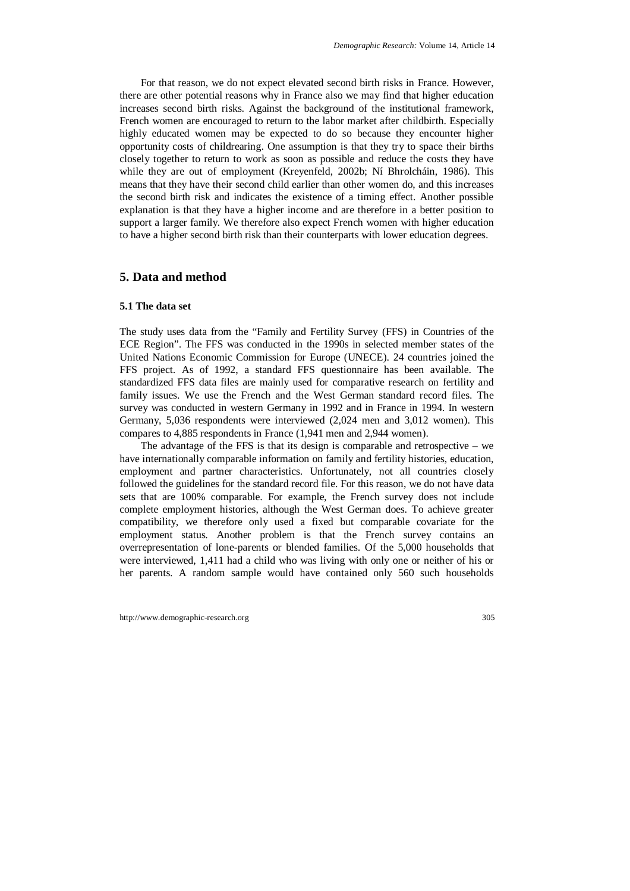For that reason, we do not expect elevated second birth risks in France. However, there are other potential reasons why in France also we may find that higher education increases second birth risks. Against the background of the institutional framework, French women are encouraged to return to the labor market after childbirth. Especially highly educated women may be expected to do so because they encounter higher opportunity costs of childrearing. One assumption is that they try to space their births closely together to return to work as soon as possible and reduce the costs they have while they are out of employment (Kreyenfeld, 2002b; Ní Bhrolcháin, 1986). This means that they have their second child earlier than other women do, and this increases the second birth risk and indicates the existence of a timing effect. Another possible explanation is that they have a higher income and are therefore in a better position to support a larger family. We therefore also expect French women with higher education to have a higher second birth risk than their counterparts with lower education degrees.

## 5. Data and method

### 5.1 The data set

The study uses data from the "Family and Fertility Survey (FFS) in Countries of the ECE Region". The FFS was conducted in the 1990s in selected member states of the United Nations Economic Commission for Europe (UNECE). 24 countries joined the FFS project. As of 1992, a standard FFS questionnaire has been available. The standardized FFS data files are mainly used for comparative research on fertility and family issues. We use the French and the West German standard record files. The survey was conducted in western Germany in 1992 and in France in 1994. In western Germany, 5,036 respondents were interviewed (2,024 men and 3,012 women). This compares to 4,885 respondents in France (1,941 men and 2,944 women).

The advantage of the FFS is that its design is comparable and retrospective – we have internationally comparable information on family and fertility histories, education, employment and partner characteristics. Unfortunately, not all countries closely followed the guidelines for the standard record file. For this reason, we do not have data sets that are 100% comparable. For example, the French survey does not include complete employment histories, although the West German does. To achieve greater compatibility, we therefore only used a fixed but comparable covariate for the employment status. Another problem is that the French survey contains an overrepresentation of lone-parents or blended families. Of the 5,000 households that were interviewed, 1,411 had a child who was living with only one or neither of his or her parents. A random sample would have contained only 560 such households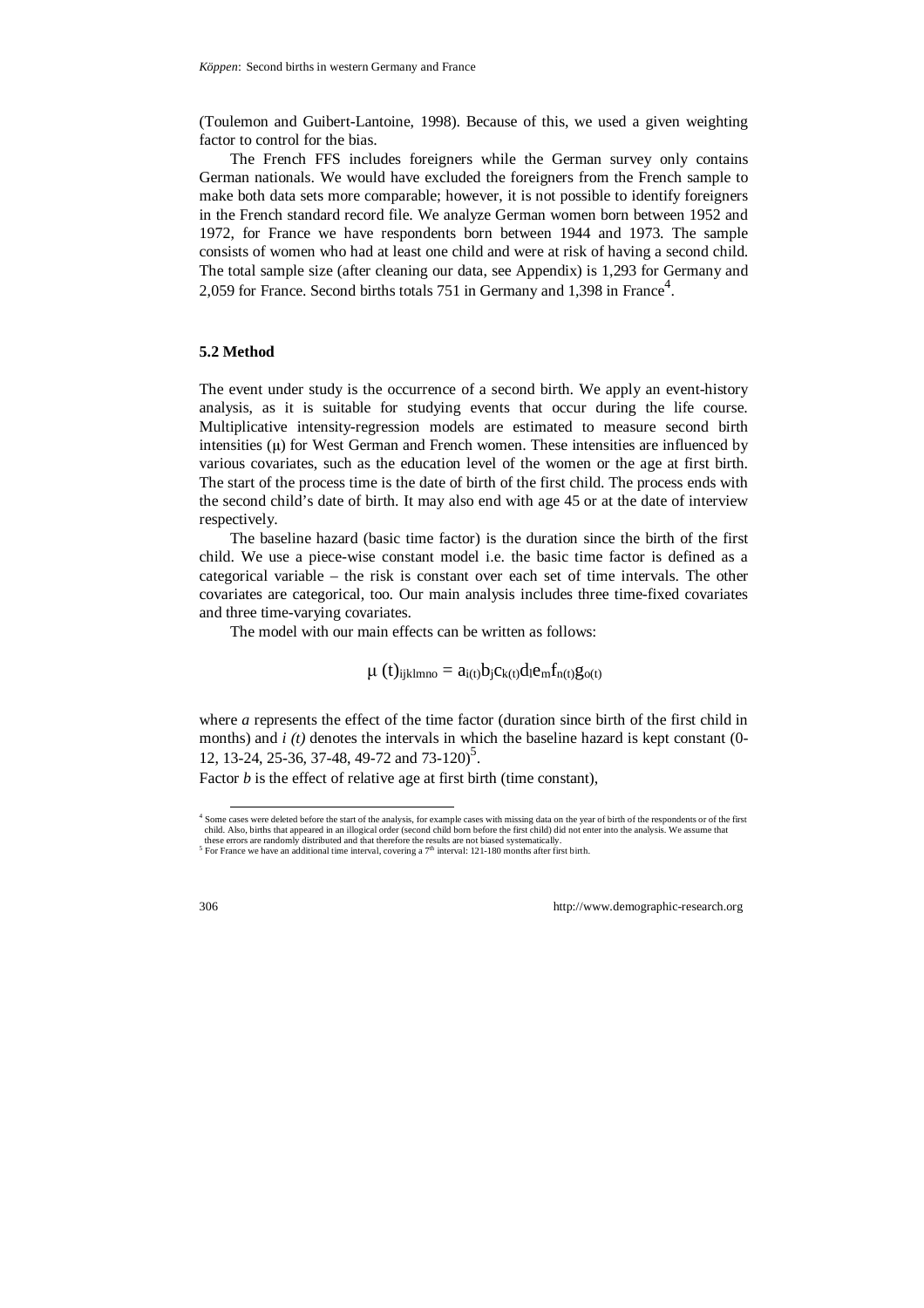(Toulemon and Guibert-Lantoine, 1998). Because of this, we used a given weighting factor to control for the bias.

The French FFS includes foreigners while the German survey only contains German nationals. We would have excluded the foreigners from the French sample to make both data sets more comparable; however, it is not possible to identify foreigners in the French standard record file. We analyze German women born between 1952 and 1972, for France we have respondents born between 1944 and 1973. The sample consists of women who had at least one child and were at risk of having a second child. The total sample size (after cleaning our data, see Appendix) is 1,293 for Germany and 2,059 for France. Second births totals 751 in Germany and 1,398 in France[4].

### 5.2 Method

The event under study is the occurrence of a second birth. We apply an event-history analysis, as it is suitable for studying events that occur during the life course. Multiplicative intensity-regression models are estimated to measure second birth intensities ($\mu$) for West German and French women. These intensities are influenced by various covariates, such as the education level of the women or the age at first birth. The start of the process time is the date of birth of the first child. The process ends with the second child's date of birth. It may also end with age 45 or at the date of interview respectively.

The baseline hazard (basic time factor) is the duration since the birth of the first child. We use a piece-wise constant model i.e. the basic time factor is defined as a categorical variable – the risk is constant over each set of time intervals. The other covariates are categorical, too. Our main analysis includes three time-fixed covariates and three time-varying covariates.

The model with our main effects can be written as follows:

$$\mu\,(t)_{ijklmno} = a_{i(t)} b_j c_{k(t)} d_l e_m f_{n(t)} g_{o(t)}$$

where *a* represents the effect of the time factor (duration since birth of the first child in months) and *i (t)* denotes the intervals in which the baseline hazard is kept constant (0-12, 13-24, 25-36, 37-48, 49-72 and 73-120)[5].

Factor *b* is the effect of relative age at first birth (time constant),

---

[4] Some cases were deleted before the start of the analysis, for example cases with missing data on the year of birth of the respondents or of the first child. Also, births that appeared in an illogical order (second child born before the first child) did not enter into the analysis. We assume that these errors are randomly distributed and that therefore the results are not biased systematically.

[5] For France we have an additional time interval, covering a 7th interval: 121-180 months after first birth.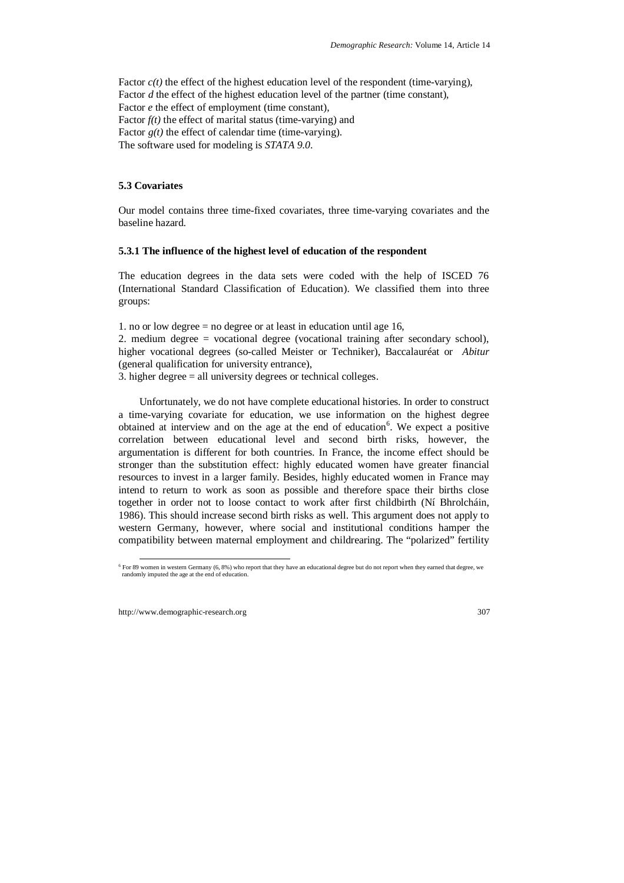Factor $c(t)$ the effect of the highest education level of the respondent (time-varying),
Factor $d$ the effect of the highest education level of the partner (time constant),
Factor $e$ the effect of employment (time constant),
Factor $f(t)$ the effect of marital status (time-varying) and
Factor $g(t)$ the effect of calendar time (time-varying).
The software used for modeling is *STATA 9.0*.

### 5.3 Covariates

Our model contains three time-fixed covariates, three time-varying covariates and the baseline hazard.

#### 5.3.1 The influence of the highest level of education of the respondent

The education degrees in the data sets were coded with the help of ISCED 76 (International Standard Classification of Education). We classified them into three groups:

1. no or low degree = no degree or at least in education until age 16,
2. medium degree = vocational degree (vocational training after secondary school), higher vocational degrees (so-called Meister or Techniker), Baccalauréat or *Abitur* (general qualification for university entrance),
3. higher degree = all university degrees or technical colleges.

Unfortunately, we do not have complete educational histories. In order to construct a time-varying covariate for education, we use information on the highest degree obtained at interview and on the age at the end of education[6]. We expect a positive correlation between educational level and second birth risks, however, the argumentation is different for both countries. In France, the income effect should be stronger than the substitution effect: highly educated women have greater financial resources to invest in a larger family. Besides, highly educated women in France may intend to return to work as soon as possible and therefore space their births close together in order not to loose contact to work after first childbirth (Ní Bhrolcháin, 1986). This should increase second birth risks as well. This argument does not apply to western Germany, however, where social and institutional conditions hamper the compatibility between maternal employment and childrearing. The "polarized" fertility

[6] For 89 women in western Germany (6, 8%) who report that they have an educational degree but do not report when they earned that degree, we randomly imputed the age at the end of education.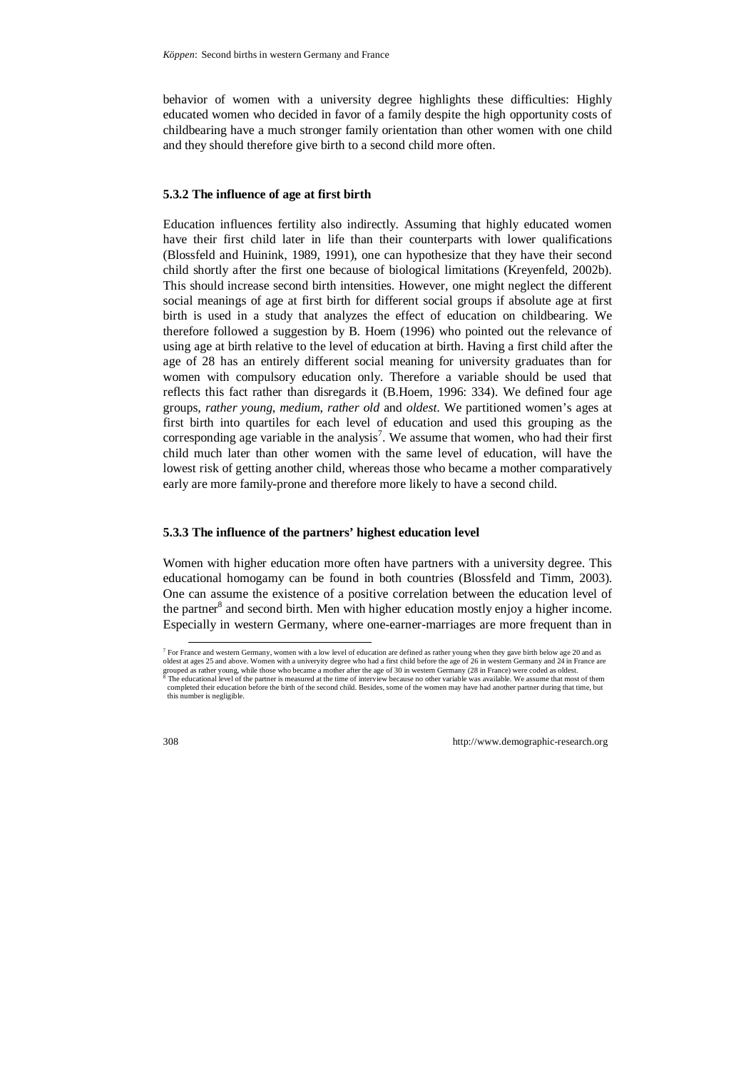behavior of women with a university degree highlights these difficulties: Highly educated women who decided in favor of a family despite the high opportunity costs of childbearing have a much stronger family orientation than other women with one child and they should therefore give birth to a second child more often.

### 5.3.2 The influence of age at first birth

Education influences fertility also indirectly. Assuming that highly educated women have their first child later in life than their counterparts with lower qualifications (Blossfeld and Huinink, 1989, 1991), one can hypothesize that they have their second child shortly after the first one because of biological limitations (Kreyenfeld, 2002b). This should increase second birth intensities. However, one might neglect the different social meanings of age at first birth for different social groups if absolute age at first birth is used in a study that analyzes the effect of education on childbearing. We therefore followed a suggestion by B. Hoem (1996) who pointed out the relevance of using age at birth relative to the level of education at birth. Having a first child after the age of 28 has an entirely different social meaning for university graduates than for women with compulsory education only. Therefore a variable should be used that reflects this fact rather than disregards it (B.Hoem, 1996: 334). We defined four age groups, *rather young*, *medium*, *rather old* and *oldest*. We partitioned women's ages at first birth into quartiles for each level of education and used this grouping as the corresponding age variable in the analysis[7]. We assume that women, who had their first child much later than other women with the same level of education, will have the lowest risk of getting another child, whereas those who became a mother comparatively early are more family-prone and therefore more likely to have a second child.

### 5.3.3 The influence of the partners' highest education level

Women with higher education more often have partners with a university degree. This educational homogamy can be found in both countries (Blossfeld and Timm, 2003). One can assume the existence of a positive correlation between the education level of the partner[8] and second birth. Men with higher education mostly enjoy a higher income. Especially in western Germany, where one-earner-marriages are more frequent than in

---

[7] For France and western Germany, women with a low level of education are defined as rather young when they gave birth below age 20 and as oldest at ages 25 and above. Women with a univeryity degree who had a first child before the age of 26 in western Germany and 24 in France are grouped as rather young, while those who became a mother after the age of 30 in western Germany (28 in France) were coded as oldest.

[8] The educational level of the partner is measured at the time of interview because no other variable was available. We assume that most of them completed their education before the birth of the second child. Besides, some of the women may have had another partner during that time, but this number is negligible.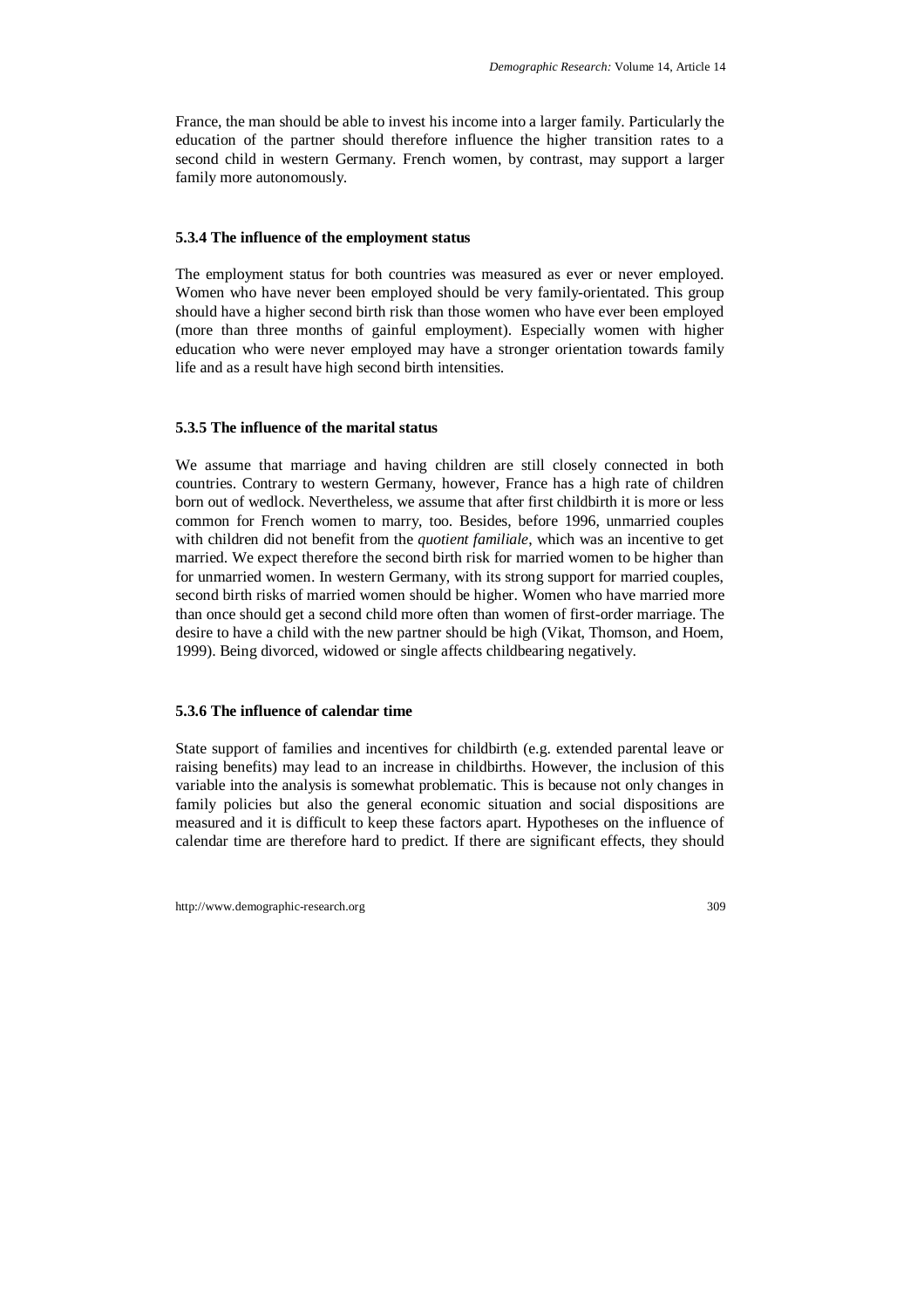France, the man should be able to invest his income into a larger family. Particularly the education of the partner should therefore influence the higher transition rates to a second child in western Germany. French women, by contrast, may support a larger family more autonomously.

### 5.3.4 The influence of the employment status

The employment status for both countries was measured as ever or never employed. Women who have never been employed should be very family-orientated. This group should have a higher second birth risk than those women who have ever been employed (more than three months of gainful employment). Especially women with higher education who were never employed may have a stronger orientation towards family life and as a result have high second birth intensities.

### 5.3.5 The influence of the marital status

We assume that marriage and having children are still closely connected in both countries. Contrary to western Germany, however, France has a high rate of children born out of wedlock. Nevertheless, we assume that after first childbirth it is more or less common for French women to marry, too. Besides, before 1996, unmarried couples with children did not benefit from the *quotient familiale*, which was an incentive to get married. We expect therefore the second birth risk for married women to be higher than for unmarried women. In western Germany, with its strong support for married couples, second birth risks of married women should be higher. Women who have married more than once should get a second child more often than women of first-order marriage. The desire to have a child with the new partner should be high (Vikat, Thomson, and Hoem, 1999). Being divorced, widowed or single affects childbearing negatively.

### 5.3.6 The influence of calendar time

State support of families and incentives for childbirth (e.g. extended parental leave or raising benefits) may lead to an increase in childbirths. However, the inclusion of this variable into the analysis is somewhat problematic. This is because not only changes in family policies but also the general economic situation and social dispositions are measured and it is difficult to keep these factors apart. Hypotheses on the influence of calendar time are therefore hard to predict. If there are significant effects, they should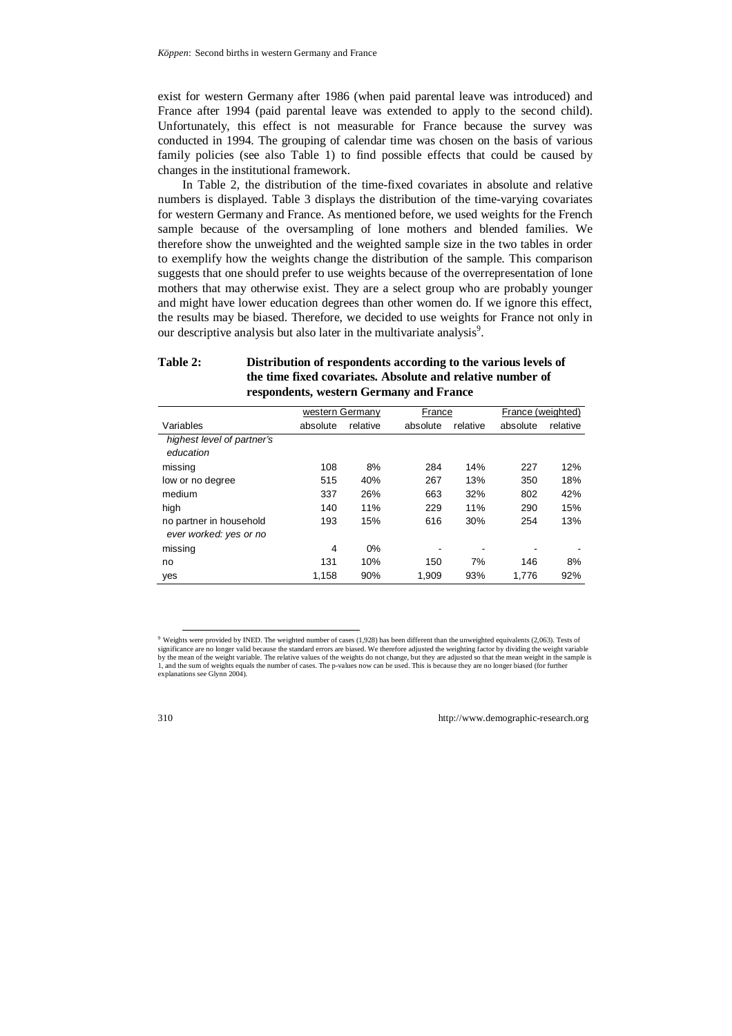exist for western Germany after 1986 (when paid parental leave was introduced) and France after 1994 (paid parental leave was extended to apply to the second child). Unfortunately, this effect is not measurable for France because the survey was conducted in 1994. The grouping of calendar time was chosen on the basis of various family policies (see also Table 1) to find possible effects that could be caused by changes in the institutional framework.

In Table 2, the distribution of the time-fixed covariates in absolute and relative numbers is displayed. Table 3 displays the distribution of the time-varying covariates for western Germany and France. As mentioned before, we used weights for the French sample because of the oversampling of lone mothers and blended families. We therefore show the unweighted and the weighted sample size in the two tables in order to exemplify how the weights change the distribution of the sample. This comparison suggests that one should prefer to use weights because of the overrepresentation of lone mothers that may otherwise exist. They are a select group who are probably younger and might have lower education degrees than other women do. If we ignore this effect, the results may be biased. Therefore, we decided to use weights for France not only in our descriptive analysis but also later in the multivariate analysis[9].

**Table 2: Distribution of respondents according to the various levels of the time fixed covariates. Absolute and relative number of respondents, western Germany and France**

| | western Germany | | France | | France (weighted) | |
|---|---|---|---|---|---|---|
| Variables | absolute | relative | absolute | relative | absolute | relative |
| *highest level of partner's education* | | | | | | |
| missing | 108 | 8% | 284 | 14% | 227 | 12% |
| low or no degree | 515 | 40% | 267 | 13% | 350 | 18% |
| medium | 337 | 26% | 663 | 32% | 802 | 42% |
| high | 140 | 11% | 229 | 11% | 290 | 15% |
| no partner in household | 193 | 15% | 616 | 30% | 254 | 13% |
| *ever worked: yes or no* | | | | | | |
| missing | 4 | 0% | - | - | - | - |
| no | 131 | 10% | 150 | 7% | 146 | 8% |
| yes | 1,158 | 90% | 1,909 | 93% | 1,776 | 92% |

[9] Weights were provided by INED. The weighted number of cases (1,928) has been different than the unweighted equivalents (2,063). Tests of significance are no longer valid because the standard errors are biased. We therefore adjusted the weighting factor by dividing the weight variable by the mean of the weight variable. The relative values of the weights do not change, but they are adjusted so that the mean weight in the sample is 1, and the sum of weights equals the number of cases. The p-values now can be used. This is because they are no longer biased (for further explanations see Glynn 2004).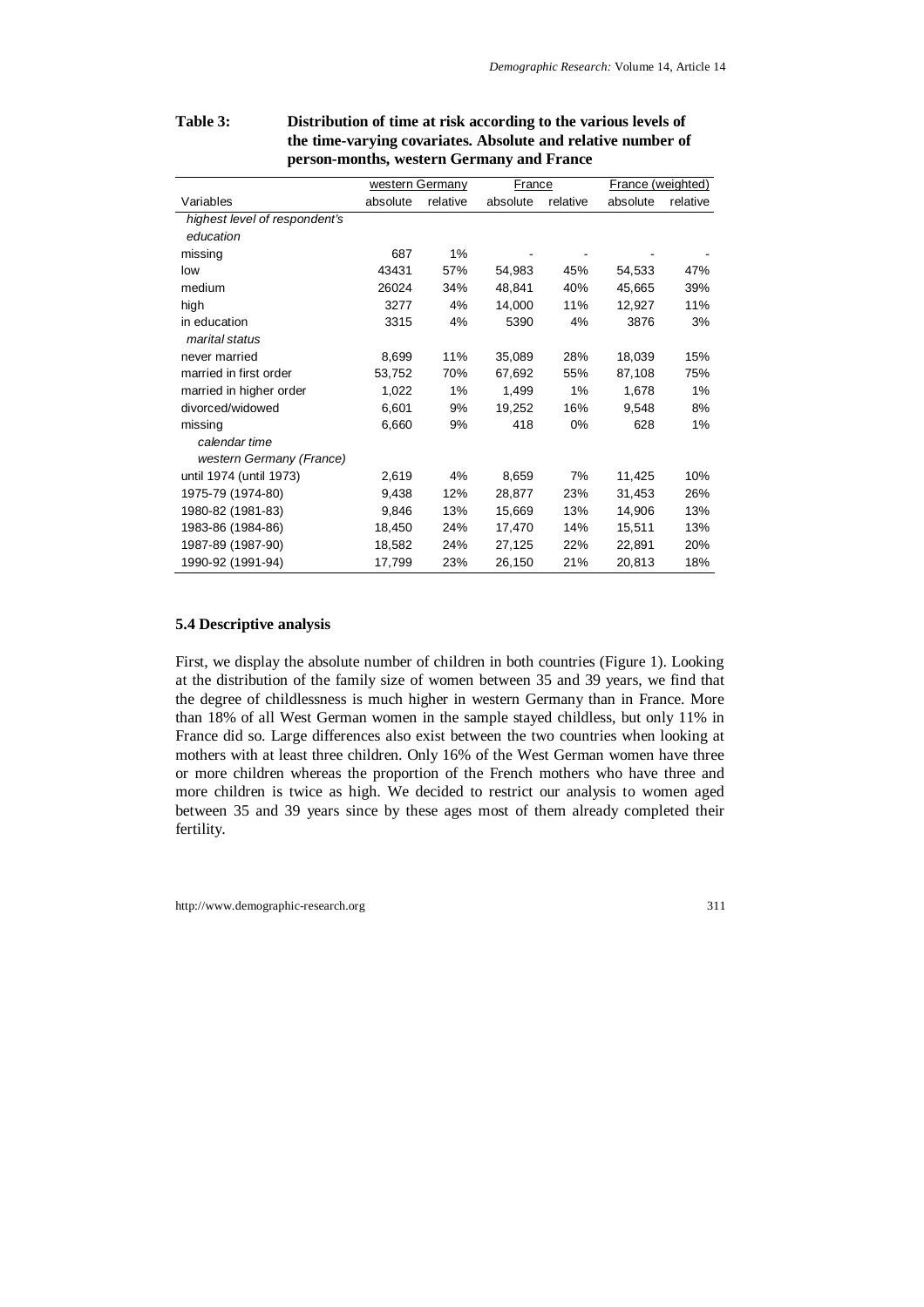**Table 3: Distribution of time at risk according to the various levels of the time-varying covariates. Absolute and relative number of person-months, western Germany and France**

| | western Germany | | France | | France (weighted) | |
|---|---|---|---|---|---|---|
| Variables | absolute | relative | absolute | relative | absolute | relative |
| *highest level of respondent's education* | | | | | | |
| missing | 687 | 1% | - | - | - | - |
| low | 43431 | 57% | 54,983 | 45% | 54,533 | 47% |
| medium | 26024 | 34% | 48,841 | 40% | 45,665 | 39% |
| high | 3277 | 4% | 14,000 | 11% | 12,927 | 11% |
| in education | 3315 | 4% | 5390 | 4% | 3876 | 3% |
| *marital status* | | | | | | |
| never married | 8,699 | 11% | 35,089 | 28% | 18,039 | 15% |
| married in first order | 53,752 | 70% | 67,692 | 55% | 87,108 | 75% |
| married in higher order | 1,022 | 1% | 1,499 | 1% | 1,678 | 1% |
| divorced/widowed | 6,601 | 9% | 19,252 | 16% | 9,548 | 8% |
| missing | 6,660 | 9% | 418 | 0% | 628 | 1% |
| *calendar time western Germany (France)* | | | | | | |
| until 1974 (until 1973) | 2,619 | 4% | 8,659 | 7% | 11,425 | 10% |
| 1975-79 (1974-80) | 9,438 | 12% | 28,877 | 23% | 31,453 | 26% |
| 1980-82 (1981-83) | 9,846 | 13% | 15,669 | 13% | 14,906 | 13% |
| 1983-86 (1984-86) | 18,450 | 24% | 17,470 | 14% | 15,511 | 13% |
| 1987-89 (1987-90) | 18,582 | 24% | 27,125 | 22% | 22,891 | 20% |
| 1990-92 (1991-94) | 17,799 | 23% | 26,150 | 21% | 20,813 | 18% |

### 5.4 Descriptive analysis

First, we display the absolute number of children in both countries (Figure 1). Looking at the distribution of the family size of women between 35 and 39 years, we find that the degree of childlessness is much higher in western Germany than in France. More than 18% of all West German women in the sample stayed childless, but only 11% in France did so. Large differences also exist between the two countries when looking at mothers with at least three children. Only 16% of the West German women have three or more children whereas the proportion of the French mothers who have three and more children is twice as high. We decided to restrict our analysis to women aged between 35 and 39 years since by these ages most of them already completed their fertility.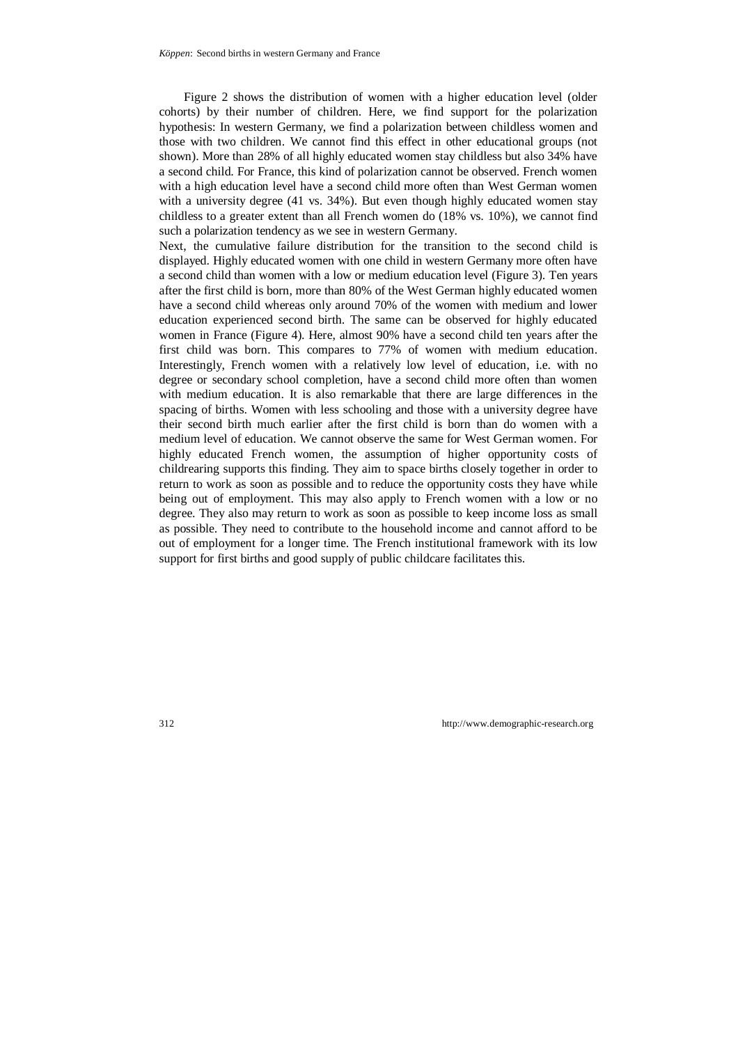Figure 2 shows the distribution of women with a higher education level (older cohorts) by their number of children. Here, we find support for the polarization hypothesis: In western Germany, we find a polarization between childless women and those with two children. We cannot find this effect in other educational groups (not shown). More than 28% of all highly educated women stay childless but also 34% have a second child. For France, this kind of polarization cannot be observed. French women with a high education level have a second child more often than West German women with a university degree (41 vs. 34%). But even though highly educated women stay childless to a greater extent than all French women do (18% vs. 10%), we cannot find such a polarization tendency as we see in western Germany.

Next, the cumulative failure distribution for the transition to the second child is displayed. Highly educated women with one child in western Germany more often have a second child than women with a low or medium education level (Figure 3). Ten years after the first child is born, more than 80% of the West German highly educated women have a second child whereas only around 70% of the women with medium and lower education experienced second birth. The same can be observed for highly educated women in France (Figure 4). Here, almost 90% have a second child ten years after the first child was born. This compares to 77% of women with medium education. Interestingly, French women with a relatively low level of education, i.e. with no degree or secondary school completion, have a second child more often than women with medium education. It is also remarkable that there are large differences in the spacing of births. Women with less schooling and those with a university degree have their second birth much earlier after the first child is born than do women with a medium level of education. We cannot observe the same for West German women. For highly educated French women, the assumption of higher opportunity costs of childrearing supports this finding. They aim to space births closely together in order to return to work as soon as possible and to reduce the opportunity costs they have while being out of employment. This may also apply to French women with a low or no degree. They also may return to work as soon as possible to keep income loss as small as possible. They need to contribute to the household income and cannot afford to be out of employment for a longer time. The French institutional framework with its low support for first births and good supply of public childcare facilitates this.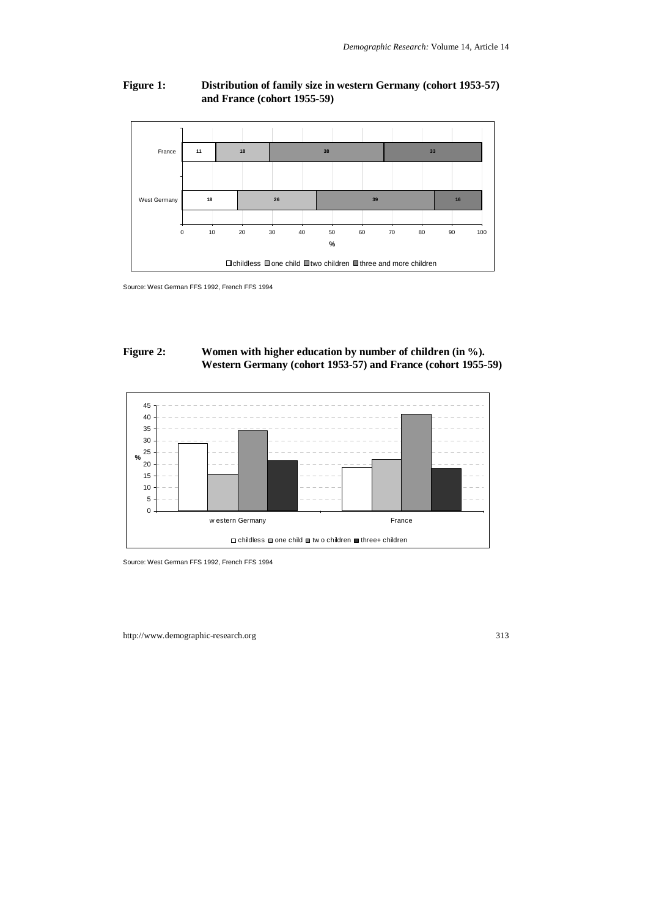**Figure 1: Distribution of family size in western Germany (cohort 1953-57) and France (cohort 1955-59)**

| | childless | one child | two children | three and more children |
|---|---|---|---|---|
| France | 11 | 18 | 38 | 33 |
| West Germany | 18 | 26 | 39 | 16 |

Source: West German FFS 1992, French FFS 1994

**Figure 2: Women with higher education by number of children (in %). Western Germany (cohort 1953-57) and France (cohort 1955-59)**

Source: West German FFS 1992, French FFS 1994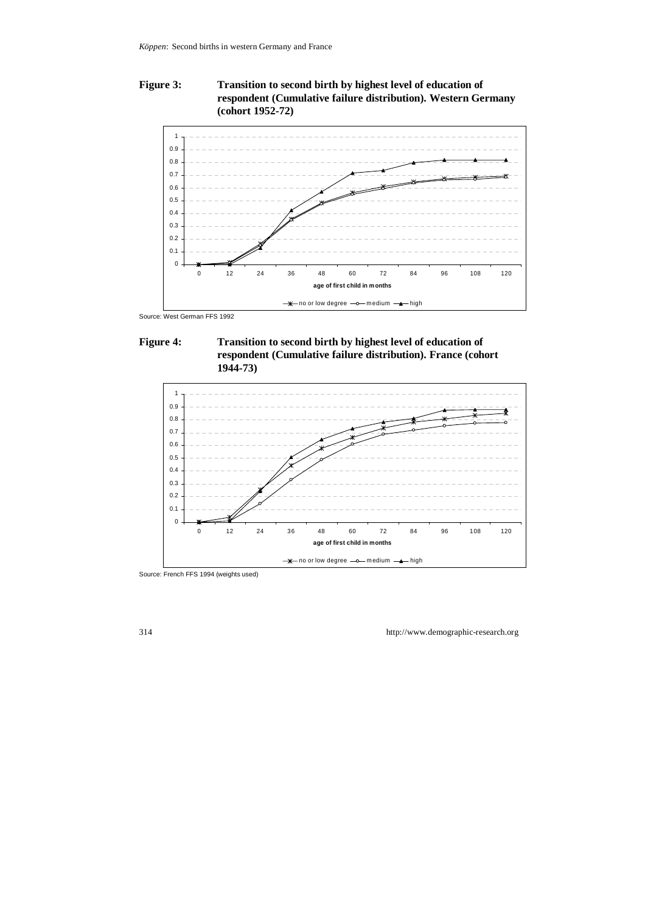**Figure 3: Transition to second birth by highest level of education of respondent (Cumulative failure distribution). Western Germany (cohort 1952-72)**

Source: West German FFS 1992

**Figure 4: Transition to second birth by highest level of education of respondent (Cumulative failure distribution). France (cohort 1944-73)**

Source: French FFS 1994 (weights used)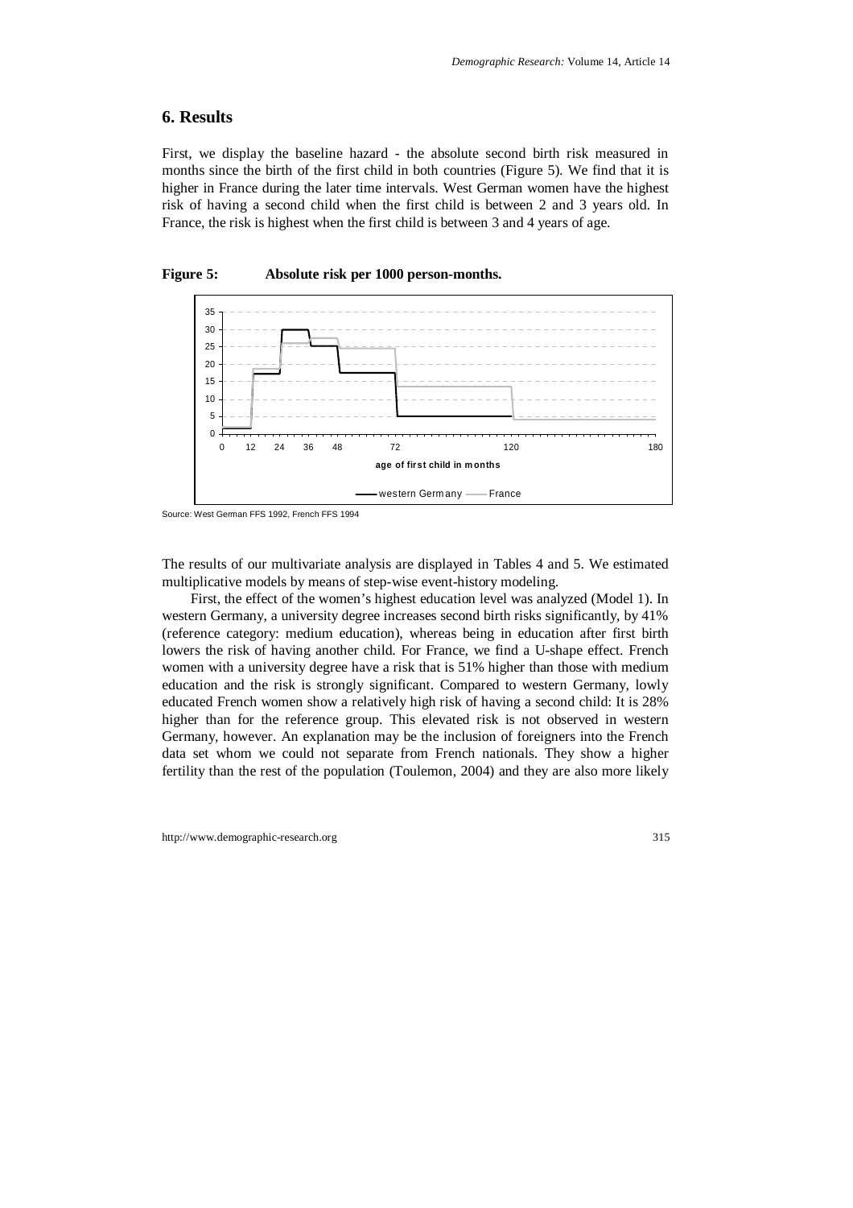## 6. Results

First, we display the baseline hazard - the absolute second birth risk measured in months since the birth of the first child in both countries (Figure 5). We find that it is higher in France during the later time intervals. West German women have the highest risk of having a second child when the first child is between 2 and 3 years old. In France, the risk is highest when the first child is between 3 and 4 years of age.

**Figure 5: Absolute risk per 1000 person-months.**

Source: West German FFS 1992, French FFS 1994

The results of our multivariate analysis are displayed in Tables 4 and 5. We estimated multiplicative models by means of step-wise event-history modeling.

First, the effect of the women's highest education level was analyzed (Model 1). In western Germany, a university degree increases second birth risks significantly, by 41% (reference category: medium education), whereas being in education after first birth lowers the risk of having another child. For France, we find a U-shape effect. French women with a university degree have a risk that is 51% higher than those with medium education and the risk is strongly significant. Compared to western Germany, lowly educated French women show a relatively high risk of having a second child: It is 28% higher than for the reference group. This elevated risk is not observed in western Germany, however. An explanation may be the inclusion of foreigners into the French data set whom we could not separate from French nationals. They show a higher fertility than the rest of the population (Toulemon, 2004) and they are also more likely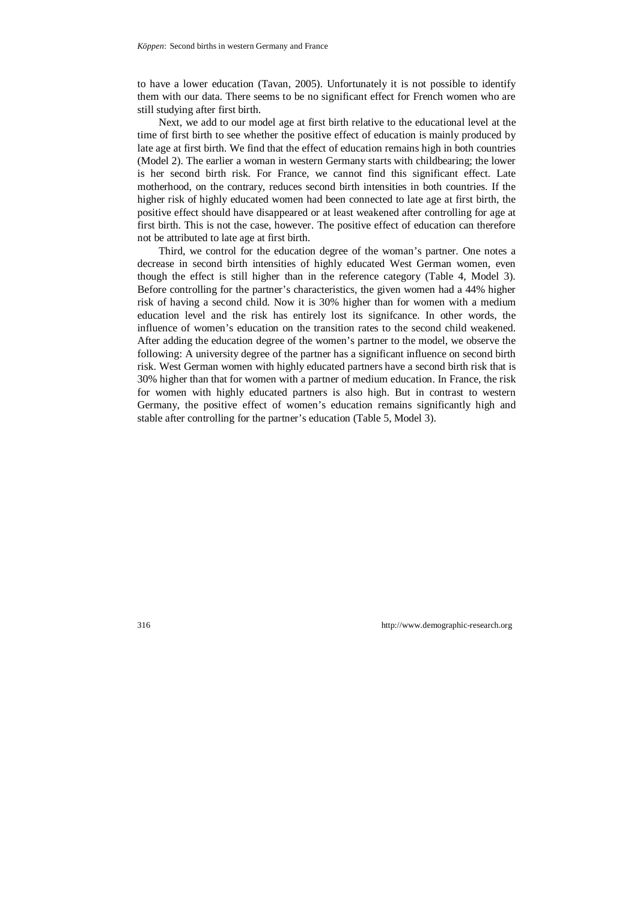to have a lower education (Tavan, 2005). Unfortunately it is not possible to identify them with our data. There seems to be no significant effect for French women who are still studying after first birth.

Next, we add to our model age at first birth relative to the educational level at the time of first birth to see whether the positive effect of education is mainly produced by late age at first birth. We find that the effect of education remains high in both countries (Model 2). The earlier a woman in western Germany starts with childbearing; the lower is her second birth risk. For France, we cannot find this significant effect. Late motherhood, on the contrary, reduces second birth intensities in both countries. If the higher risk of highly educated women had been connected to late age at first birth, the positive effect should have disappeared or at least weakened after controlling for age at first birth. This is not the case, however. The positive effect of education can therefore not be attributed to late age at first birth.

Third, we control for the education degree of the woman's partner. One notes a decrease in second birth intensities of highly educated West German women, even though the effect is still higher than in the reference category (Table 4, Model 3). Before controlling for the partner's characteristics, the given women had a 44% higher risk of having a second child. Now it is 30% higher than for women with a medium education level and the risk has entirely lost its signifcance. In other words, the influence of women's education on the transition rates to the second child weakened. After adding the education degree of the women's partner to the model, we observe the following: A university degree of the partner has a significant influence on second birth risk. West German women with highly educated partners have a second birth risk that is 30% higher than that for women with a partner of medium education. In France, the risk for women with highly educated partners is also high. But in contrast to western Germany, the positive effect of women's education remains significantly high and stable after controlling for the partner's education (Table 5, Model 3).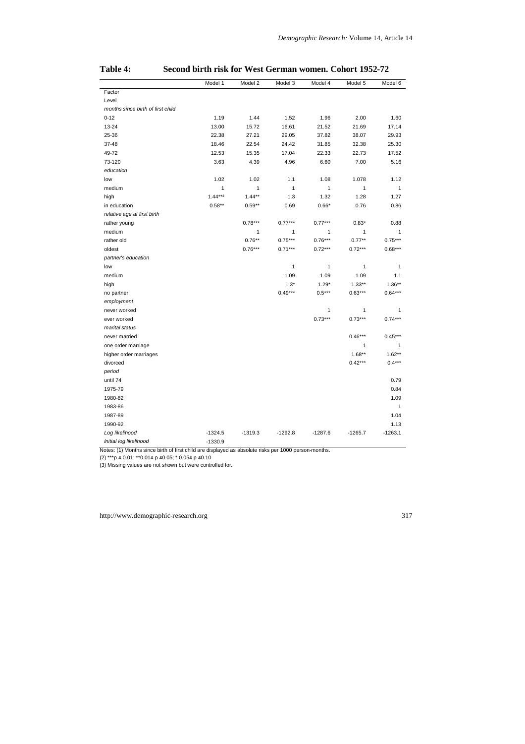**Table 4: Second birth risk for West German women. Cohort 1952-72**

| | Model 1 | Model 2 | Model 3 | Model 4 | Model 5 | Model 6 |
|---|---|---|---|---|---|---|
| Factor | | | | | | |
| Level | | | | | | |
| *months since birth of first child* | | | | | | |
| 0-12 | 1.19 | 1.44 | 1.52 | 1.96 | 2.00 | 1.60 |
| 13-24 | 13.00 | 15.72 | 16.61 | 21.52 | 21.69 | 17.14 |
| 25-36 | 22.38 | 27.21 | 29.05 | 37.82 | 38.07 | 29.93 |
| 37-48 | 18.46 | 22.54 | 24.42 | 31.85 | 32.38 | 25.30 |
| 49-72 | 12.53 | 15.35 | 17.04 | 22.33 | 22.73 | 17.52 |
| 73-120 | 3.63 | 4.39 | 4.96 | 6.60 | 7.00 | 5.16 |
| *education* | | | | | | |
| low | 1.02 | 1.02 | 1.1 | 1.08 | 1.078 | 1.12 |
| medium | 1 | 1 | 1 | 1 | 1 | 1 |
| high | 1.44**2 | 1.44** | 1.3 | 1.32 | 1.28 | 1.27 |
| in education | 0.58** | 0.59** | 0.69 | 0.66* | 0.76 | 0.86 |
| *relative age at first birth* | | | | | | |
| rather young | | 0.78*** | 0.77*** | 0.77*** | 0.83* | 0.88 |
| medium | | 1 | 1 | 1 | 1 | 1 |
| rather old | | 0.76** | 0.75*** | 0.76*** | 0.77** | 0.75*** |
| oldest | | 0.76*** | 0.71*** | 0.72*** | 0.72*** | 0.68*** |
| *partner's education* | | | | | | |
| low | | | 1 | 1 | 1 | 1 |
| medium | | | 1.09 | 1.09 | 1.09 | 1.1 |
| high | | | 1.3* | 1.29* | 1.33** | 1.36** |
| no partner | | | 0.49*** | 0.5*** | 0.63*** | 0.64*** |
| *employment* | | | | | | |
| never worked | | | | 1 | 1 | 1 |
| ever worked | | | | 0.73*** | 0.73*** | 0.74*** |
| *marital status* | | | | | | |
| never married | | | | | 0.46*** | 0.45*** |
| one order marriage | | | | | 1 | 1 |
| higher order marriages | | | | | 1.68** | 1.62** |
| divorced | | | | | 0.42*** | 0.4*** |
| *period* | | | | | | |
| until 74 | | | | | | 0.79 |
| 1975-79 | | | | | | 0.84 |
| 1980-82 | | | | | | 1.09 |
| 1983-86 | | | | | | 1 |
| 1987-89 | | | | | | 1.04 |
| 1990-92 | | | | | | 1.13 |
| *Log likelihood* | -1324.5 | -1319.3 | -1292.8 | -1287.6 | -1265.7 | -1263.1 |
| *Initial log likelihood* | -1330.9 | | | | | |

Notes: (1) Months since birth of first child are displayed as absolute risks per 1000 person-months.
(2) ***p ≤ 0.01; **0.01≤ p ≤0.05; * 0.05≤ p ≤0.10
(3) Missing values are not shown but were controlled for.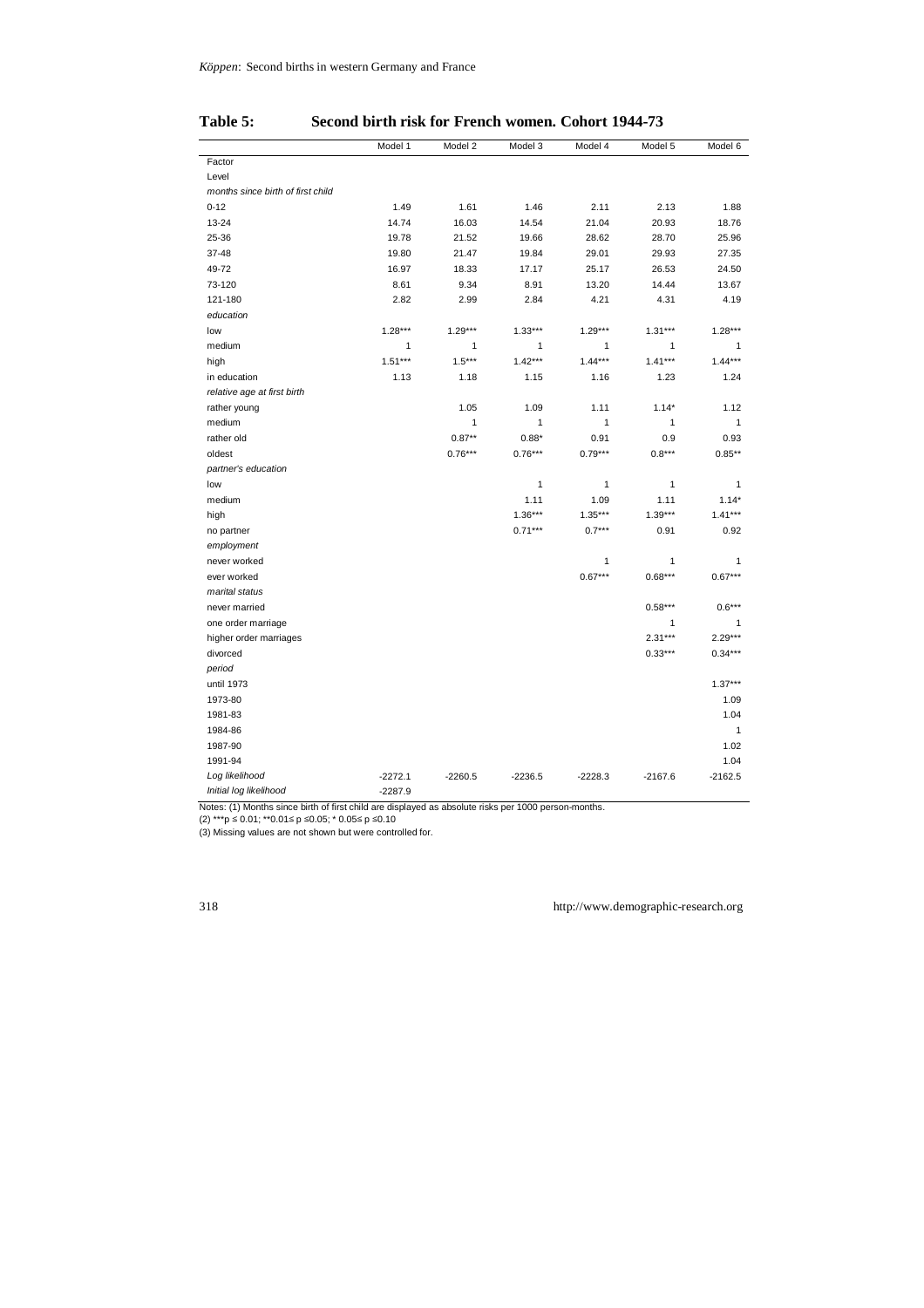**Table 5: Second birth risk for French women. Cohort 1944-73**

| | Model 1 | Model 2 | Model 3 | Model 4 | Model 5 | Model 6 |
|---|---|---|---|---|---|---|
| Factor | | | | | | |
| Level | | | | | | |
| *months since birth of first child* | | | | | | |
| 0-12 | 1.49 | 1.61 | 1.46 | 2.11 | 2.13 | 1.88 |
| 13-24 | 14.74 | 16.03 | 14.54 | 21.04 | 20.93 | 18.76 |
| 25-36 | 19.78 | 21.52 | 19.66 | 28.62 | 28.70 | 25.96 |
| 37-48 | 19.80 | 21.47 | 19.84 | 29.01 | 29.93 | 27.35 |
| 49-72 | 16.97 | 18.33 | 17.17 | 25.17 | 26.53 | 24.50 |
| 73-120 | 8.61 | 9.34 | 8.91 | 13.20 | 14.44 | 13.67 |
| 121-180 | 2.82 | 2.99 | 2.84 | 4.21 | 4.31 | 4.19 |
| *education* | | | | | | |
| low | 1.28*** | 1.29*** | 1.33*** | 1.29*** | 1.31*** | 1.28*** |
| medium | 1 | 1 | 1 | 1 | 1 | 1 |
| high | 1.51*** | 1.5*** | 1.42*** | 1.44*** | 1.41*** | 1.44*** |
| in education | 1.13 | 1.18 | 1.15 | 1.16 | 1.23 | 1.24 |
| *relative age at first birth* | | | | | | |
| rather young | | 1.05 | 1.09 | 1.11 | 1.14* | 1.12 |
| medium | | 1 | 1 | 1 | 1 | 1 |
| rather old | | 0.87** | 0.88* | 0.91 | 0.9 | 0.93 |
| oldest | | 0.76*** | 0.76*** | 0.79*** | 0.8*** | 0.85** |
| *partner's education* | | | | | | |
| low | | | 1 | 1 | 1 | 1 |
| medium | | | 1.11 | 1.09 | 1.11 | 1.14* |
| high | | | 1.36*** | 1.35*** | 1.39*** | 1.41*** |
| no partner | | | 0.71*** | 0.7*** | 0.91 | 0.92 |
| *employment* | | | | | | |
| never worked | | | | 1 | 1 | 1 |
| ever worked | | | | 0.67*** | 0.68*** | 0.67*** |
| *marital status* | | | | | | |
| never married | | | | | 0.58*** | 0.6*** |
| one order marriage | | | | | 1 | 1 |
| higher order marriages | | | | | 2.31*** | 2.29*** |
| divorced | | | | | 0.33*** | 0.34*** |
| *period* | | | | | | |
| until 1973 | | | | | | 1.37*** |
| 1973-80 | | | | | | 1.09 |
| 1981-83 | | | | | | 1.04 |
| 1984-86 | | | | | | 1 |
| 1987-90 | | | | | | 1.02 |
| 1991-94 | | | | | | 1.04 |
| *Log likelihood* | -2272.1 | -2260.5 | -2236.5 | -2228.3 | -2167.6 | -2162.5 |
| *Initial log likelihood* | -2287.9 | | | | | |

Notes: (1) Months since birth of first child are displayed as absolute risks per 1000 person-months.
(2) ***p ≤ 0.01; **0.01≤ p ≤0.05; * 0.05≤ p ≤0.10
(3) Missing values are not shown but were controlled for.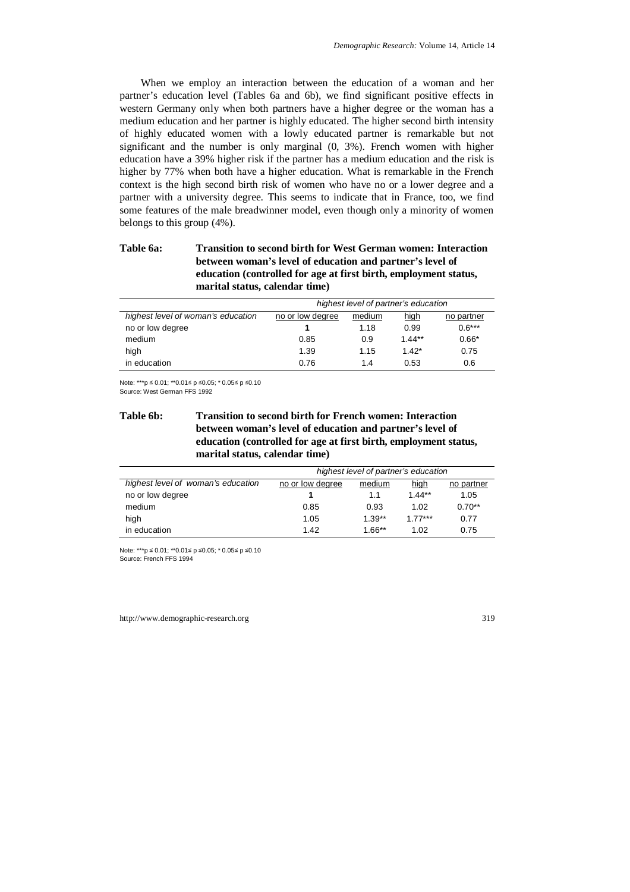When we employ an interaction between the education of a woman and her partner's education level (Tables 6a and 6b), we find significant positive effects in western Germany only when both partners have a higher degree or the woman has a medium education and her partner is highly educated. The higher second birth intensity of highly educated women with a lowly educated partner is remarkable but not significant and the number is only marginal (0, 3%). French women with higher education have a 39% higher risk if the partner has a medium education and the risk is higher by 77% when both have a higher education. What is remarkable in the French context is the high second birth risk of women who have no or a lower degree and a partner with a university degree. This seems to indicate that in France, too, we find some features of the male breadwinner model, even though only a minority of women belongs to this group (4%).

**Table 6a: Transition to second birth for West German women: Interaction between woman's level of education and partner's level of education (controlled for age at first birth, employment status, marital status, calendar time)**

| | *highest level of partner's education* | | | |
|---|---|---|---|---|
| *highest level of woman's education* | no or low degree | medium | high | no partner |
| no or low degree | **1** | 1.18 | 0.99 | 0.6*** |
| medium | 0.85 | 0.9 | 1.44** | 0.66* |
| high | 1.39 | 1.15 | 1.42* | 0.75 |
| in education | 0.76 | 1.4 | 0.53 | 0.6 |

Note: ***p ≤ 0.01; **0.01≤ p ≤0.05; * 0.05≤ p ≤0.10
Source: West German FFS 1992

**Table 6b: Transition to second birth for French women: Interaction between woman's level of education and partner's level of education (controlled for age at first birth, employment status, marital status, calendar time)**

| | *highest level of partner's education* | | | |
|---|---|---|---|---|
| *highest level of woman's education* | no or low degree | medium | high | no partner |
| no or low degree | **1** | 1.1 | 1.44** | 1.05 |
| medium | 0.85 | 0.93 | 1.02 | 0.70** |
| high | 1.05 | 1.39** | 1.77*** | 0.77 |
| in education | 1.42 | 1.66** | 1.02 | 0.75 |

Note: ***p ≤ 0.01; **0.01≤ p ≤0.05; * 0.05≤ p ≤0.10
Source: French FFS 1994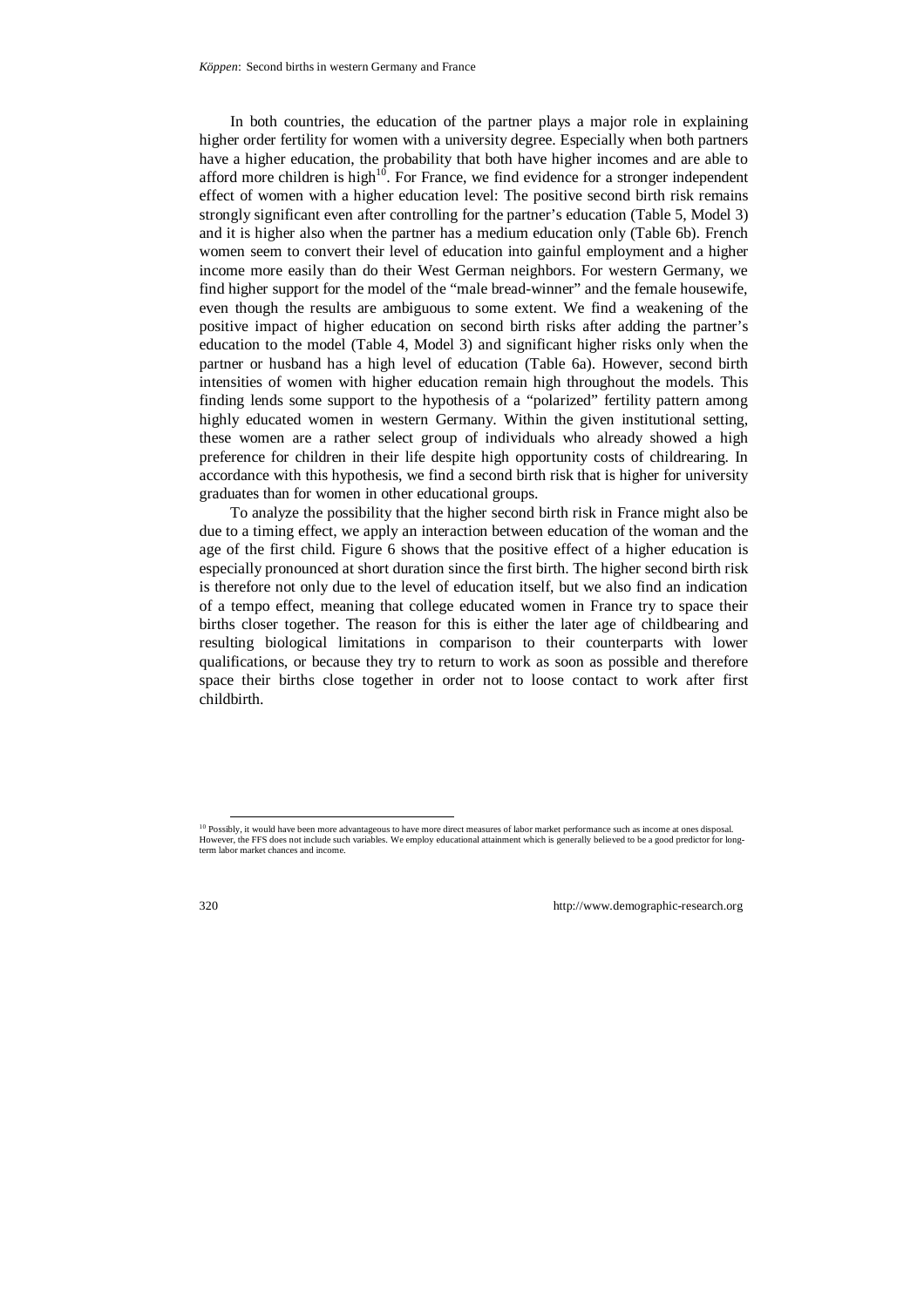In both countries, the education of the partner plays a major role in explaining higher order fertility for women with a university degree. Especially when both partners have a higher education, the probability that both have higher incomes and are able to afford more children is high[10]. For France, we find evidence for a stronger independent effect of women with a higher education level: The positive second birth risk remains strongly significant even after controlling for the partner's education (Table 5, Model 3) and it is higher also when the partner has a medium education only (Table 6b). French women seem to convert their level of education into gainful employment and a higher income more easily than do their West German neighbors. For western Germany, we find higher support for the model of the "male bread-winner" and the female housewife, even though the results are ambiguous to some extent. We find a weakening of the positive impact of higher education on second birth risks after adding the partner's education to the model (Table 4, Model 3) and significant higher risks only when the partner or husband has a high level of education (Table 6a). However, second birth intensities of women with higher education remain high throughout the models. This finding lends some support to the hypothesis of a "polarized" fertility pattern among highly educated women in western Germany. Within the given institutional setting, these women are a rather select group of individuals who already showed a high preference for children in their life despite high opportunity costs of childrearing. In accordance with this hypothesis, we find a second birth risk that is higher for university graduates than for women in other educational groups.

To analyze the possibility that the higher second birth risk in France might also be due to a timing effect, we apply an interaction between education of the woman and the age of the first child. Figure 6 shows that the positive effect of a higher education is especially pronounced at short duration since the first birth. The higher second birth risk is therefore not only due to the level of education itself, but we also find an indication of a tempo effect, meaning that college educated women in France try to space their births closer together. The reason for this is either the later age of childbearing and resulting biological limitations in comparison to their counterparts with lower qualifications, or because they try to return to work as soon as possible and therefore space their births close together in order not to loose contact to work after first childbirth.

[10] Possibly, it would have been more advantageous to have more direct measures of labor market performance such as income at ones disposal. However, the FFS does not include such variables. We employ educational attainment which is generally believed to be a good predictor for long-term labor market chances and income.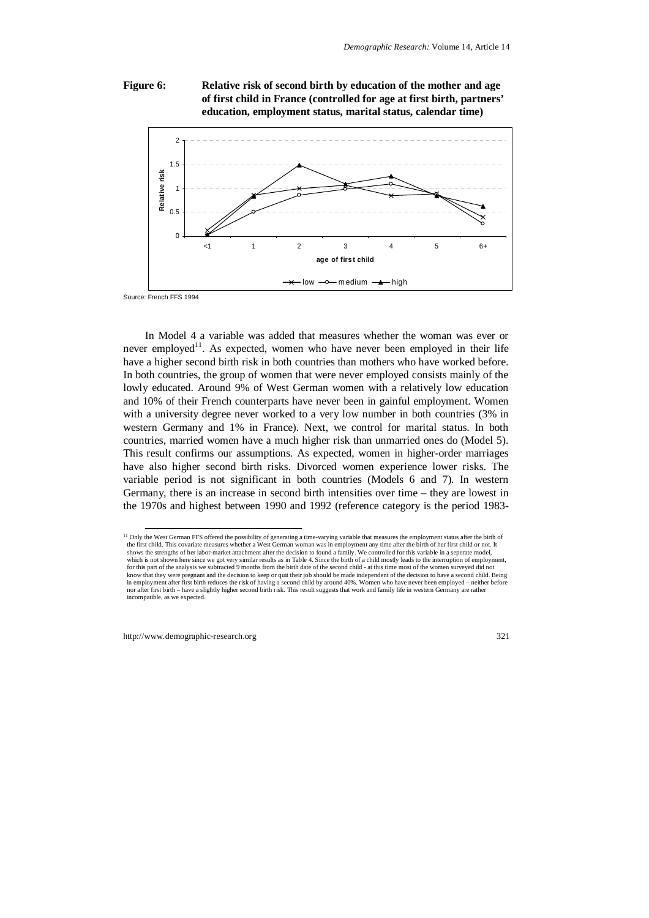**Figure 6: Relative risk of second birth by education of the mother and age of first child in France (controlled for age at first birth, partners' education, employment status, marital status, calendar time)**

Source: French FFS 1994

In Model 4 a variable was added that measures whether the woman was ever or never employed[11]. As expected, women who have never been employed in their life have a higher second birth risk in both countries than mothers who have worked before. In both countries, the group of women that were never employed consists mainly of the lowly educated. Around 9% of West German women with a relatively low education and 10% of their French counterparts have never been in gainful employment. Women with a university degree never worked to a very low number in both countries (3% in western Germany and 1% in France). Next, we control for marital status. In both countries, married women have a much higher risk than unmarried ones do (Model 5). This result confirms our assumptions. As expected, women in higher-order marriages have also higher second birth risks. Divorced women experience lower risks. The variable period is not significant in both countries (Models 6 and 7). In western Germany, there is an increase in second birth intensities over time – they are lowest in the 1970s and highest between 1990 and 1992 (reference category is the period 1983-

---

[11] Only the West German FFS offered the possibility of generating a time-varying variable that measures the employment status after the birth of the first child. This covariate measures whether a West German woman was in employment any time after the birth of her first child or not. It shows the strengths of her labor-market attachment after the decision to found a family. We controlled for this variable in a seperate model, which is not shown here since we got very similar results as in Table 4. Since the birth of a child mostly leads to the interruption of employment, for this part of the analysis we subtracted 9 months from the birth date of the second child - at this time most of the women surveyed did not know that they were pregnant and the decision to keep or quit their job should be made independent of the decision to have a second child. Being in employment after first birth reduces the risk of having a second child by around 40%. Women who have never been employed – neither before nor after first birth – have a slightly higher second birth risk. This result suggests that work and family life in western Germany are rather incompatible, as we expected.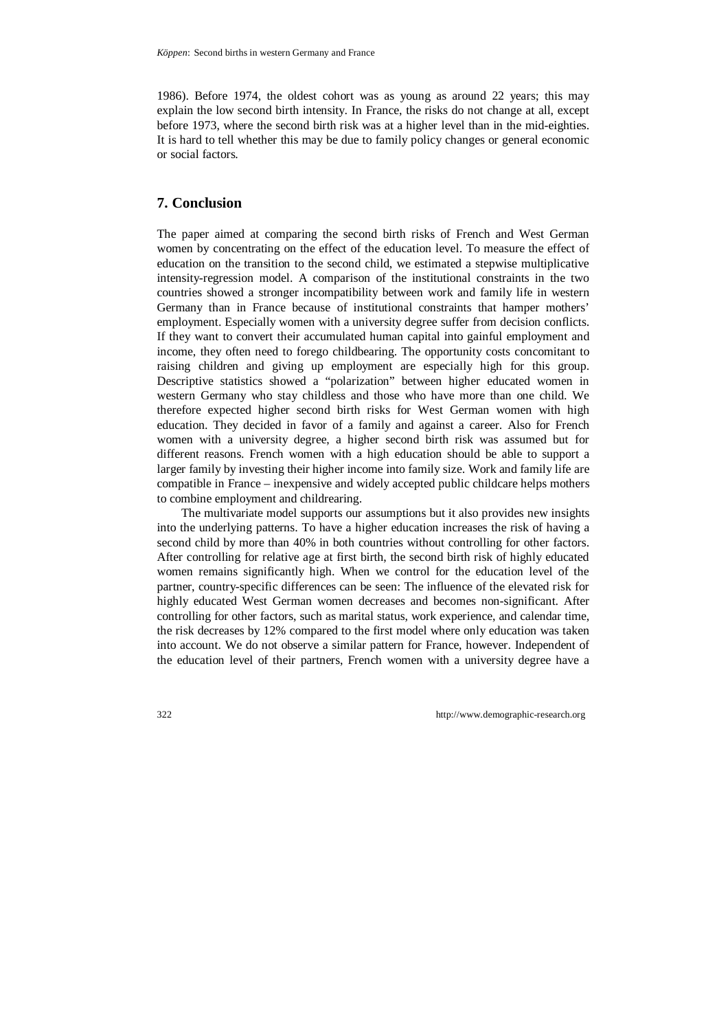1986). Before 1974, the oldest cohort was as young as around 22 years; this may explain the low second birth intensity. In France, the risks do not change at all, except before 1973, where the second birth risk was at a higher level than in the mid-eighties. It is hard to tell whether this may be due to family policy changes or general economic or social factors.

## 7. Conclusion

The paper aimed at comparing the second birth risks of French and West German women by concentrating on the effect of the education level. To measure the effect of education on the transition to the second child, we estimated a stepwise multiplicative intensity-regression model. A comparison of the institutional constraints in the two countries showed a stronger incompatibility between work and family life in western Germany than in France because of institutional constraints that hamper mothers' employment. Especially women with a university degree suffer from decision conflicts. If they want to convert their accumulated human capital into gainful employment and income, they often need to forego childbearing. The opportunity costs concomitant to raising children and giving up employment are especially high for this group. Descriptive statistics showed a "polarization" between higher educated women in western Germany who stay childless and those who have more than one child. We therefore expected higher second birth risks for West German women with high education. They decided in favor of a family and against a career. Also for French women with a university degree, a higher second birth risk was assumed but for different reasons. French women with a high education should be able to support a larger family by investing their higher income into family size. Work and family life are compatible in France – inexpensive and widely accepted public childcare helps mothers to combine employment and childrearing.

The multivariate model supports our assumptions but it also provides new insights into the underlying patterns. To have a higher education increases the risk of having a second child by more than 40% in both countries without controlling for other factors. After controlling for relative age at first birth, the second birth risk of highly educated women remains significantly high. When we control for the education level of the partner, country-specific differences can be seen: The influence of the elevated risk for highly educated West German women decreases and becomes non-significant. After controlling for other factors, such as marital status, work experience, and calendar time, the risk decreases by 12% compared to the first model where only education was taken into account. We do not observe a similar pattern for France, however. Independent of the education level of their partners, French women with a university degree have a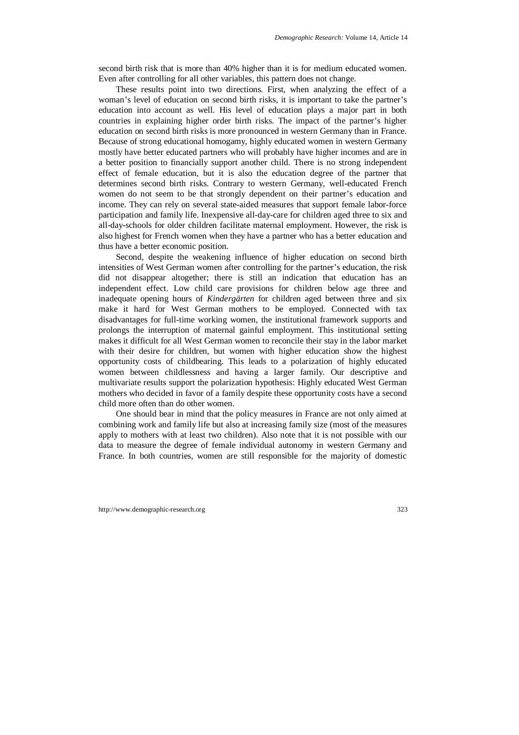second birth risk that is more than 40% higher than it is for medium educated women. Even after controlling for all other variables, this pattern does not change.

These results point into two directions. First, when analyzing the effect of a woman's level of education on second birth risks, it is important to take the partner's education into account as well. His level of education plays a major part in both countries in explaining higher order birth risks. The impact of the partner's higher education on second birth risks is more pronounced in western Germany than in France. Because of strong educational homogamy, highly educated women in western Germany mostly have better educated partners who will probably have higher incomes and are in a better position to financially support another child. There is no strong independent effect of female education, but it is also the education degree of the partner that determines second birth risks. Contrary to western Germany, well-educated French women do not seem to be that strongly dependent on their partner's education and income. They can rely on several state-aided measures that support female labor-force participation and family life. Inexpensive all-day-care for children aged three to six and all-day-schools for older children facilitate maternal employment. However, the risk is also highest for French women when they have a partner who has a better education and thus have a better economic position.

Second, despite the weakening influence of higher education on second birth intensities of West German women after controlling for the partner's education, the risk did not disappear altogether; there is still an indication that education has an independent effect. Low child care provisions for children below age three and inadequate opening hours of *Kindergärten* for children aged between three and six make it hard for West German mothers to be employed. Connected with tax disadvantages for full-time working women, the institutional framework supports and prolongs the interruption of maternal gainful employment. This institutional setting makes it difficult for all West German women to reconcile their stay in the labor market with their desire for children, but women with higher education show the highest opportunity costs of childbearing. This leads to a polarization of highly educated women between childlessness and having a larger family. Our descriptive and multivariate results support the polarization hypothesis: Highly educated West German mothers who decided in favor of a family despite these opportunity costs have a second child more often than do other women.

One should bear in mind that the policy measures in France are not only aimed at combining work and family life but also at increasing family size (most of the measures apply to mothers with at least two children). Also note that it is not possible with our data to measure the degree of female individual autonomy in western Germany and France. In both countries, women are still responsible for the majority of domestic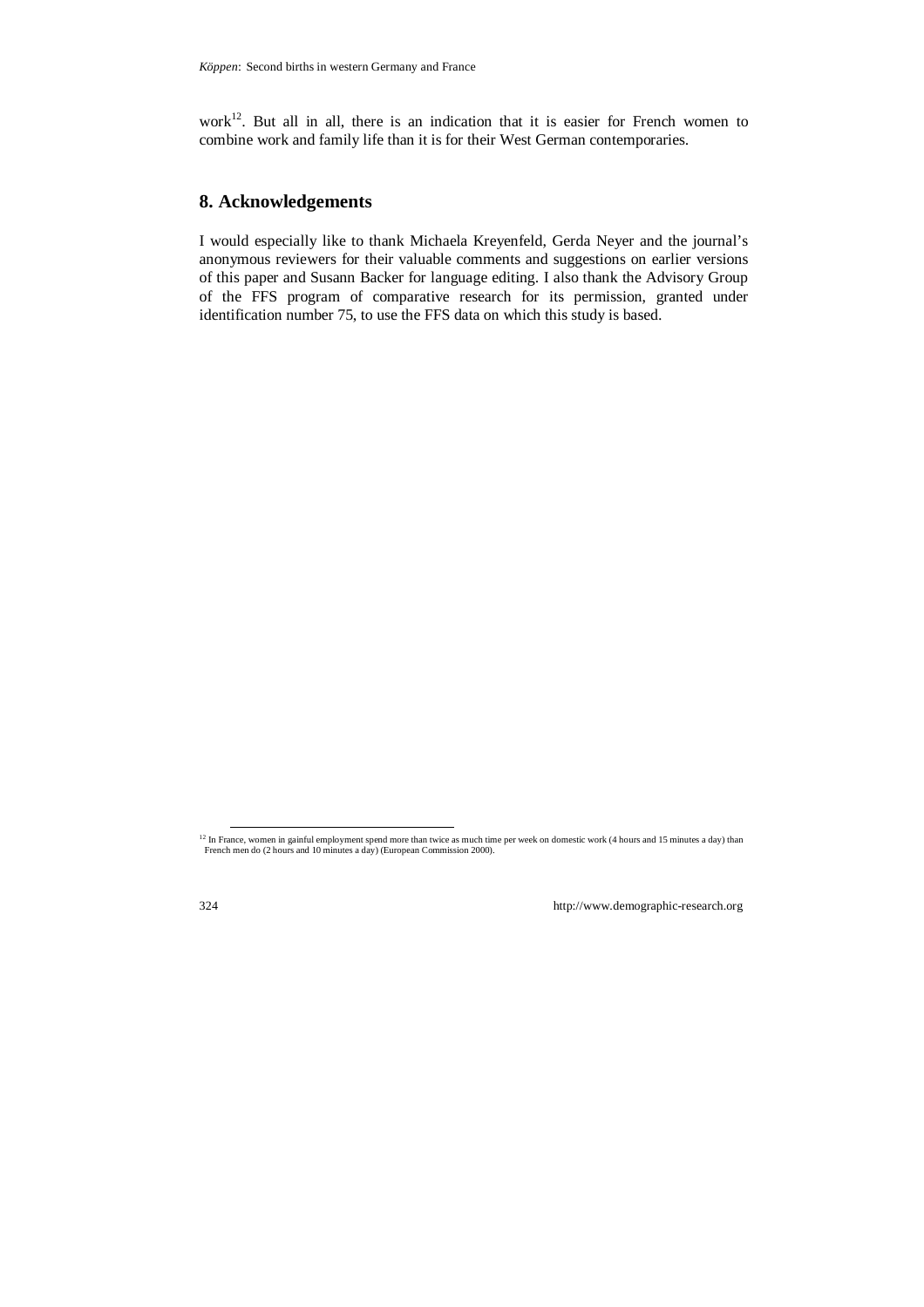work[12]. But all in all, there is an indication that it is easier for French women to combine work and family life than it is for their West German contemporaries.

## 8. Acknowledgements

I would especially like to thank Michaela Kreyenfeld, Gerda Neyer and the journal's anonymous reviewers for their valuable comments and suggestions on earlier versions of this paper and Susann Backer for language editing. I also thank the Advisory Group of the FFS program of comparative research for its permission, granted under identification number 75, to use the FFS data on which this study is based.

[12] In France, women in gainful employment spend more than twice as much time per week on domestic work (4 hours and 15 minutes a day) than French men do (2 hours and 10 minutes a day) (European Commission 2000).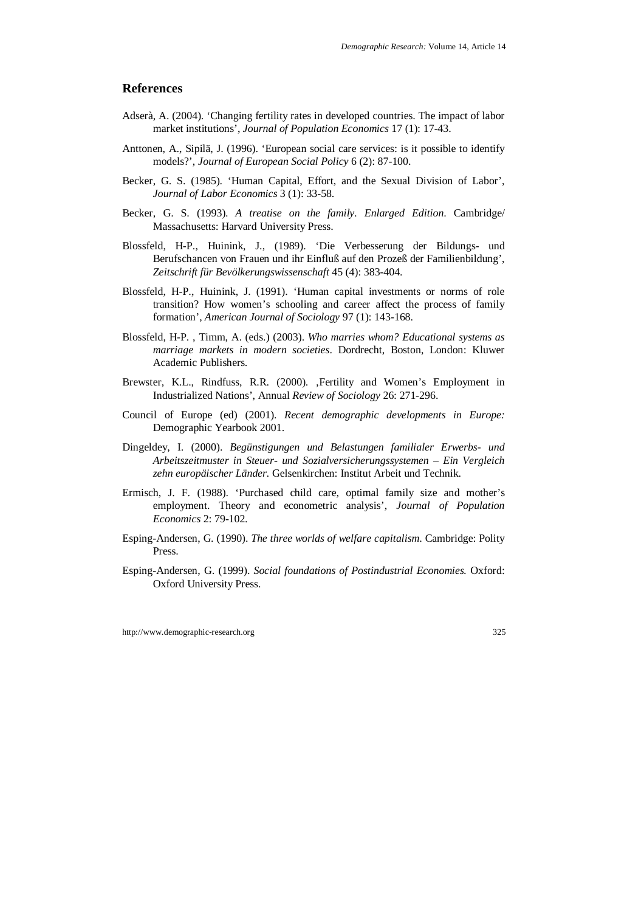## References

Adserà, A. (2004). 'Changing fertility rates in developed countries. The impact of labor market institutions', *Journal of Population Economics* 17 (1): 17-43.

Anttonen, A., Sipilä, J. (1996). 'European social care services: is it possible to identify models?', *Journal of European Social Policy* 6 (2): 87-100.

Becker, G. S. (1985). 'Human Capital, Effort, and the Sexual Division of Labor', *Journal of Labor Economics* 3 (1): 33-58.

Becker, G. S. (1993). *A treatise on the family. Enlarged Edition.* Cambridge/ Massachusetts: Harvard University Press.

Blossfeld, H-P., Huinink, J., (1989). 'Die Verbesserung der Bildungs- und Berufschancen von Frauen und ihr Einfluß auf den Prozeß der Familienbildung', *Zeitschrift für Bevölkerungswissenschaft* 45 (4): 383-404.

Blossfeld, H-P., Huinink, J. (1991). 'Human capital investments or norms of role transition? How women's schooling and career affect the process of family formation', *American Journal of Sociology* 97 (1): 143-168.

Blossfeld, H-P. , Timm, A. (eds.) (2003). *Who marries whom? Educational systems as marriage markets in modern societies*. Dordrecht, Boston, London: Kluwer Academic Publishers.

Brewster, K.L., Rindfuss, R.R. (2000). ,Fertility and Women's Employment in Industrialized Nations', Annual *Review of Sociology* 26: 271-296.

Council of Europe (ed) (2001). *Recent demographic developments in Europe:* Demographic Yearbook 2001.

Dingeldey, I. (2000). *Begünstigungen und Belastungen familialer Erwerbs- und Arbeitszeitmuster in Steuer- und Sozialversicherungssystemen – Ein Vergleich zehn europäischer Länder.* Gelsenkirchen: Institut Arbeit und Technik.

Ermisch, J. F. (1988). 'Purchased child care, optimal family size and mother's employment. Theory and econometric analysis', *Journal of Population Economics* 2: 79-102.

Esping-Andersen, G. (1990). *The three worlds of welfare capitalism*. Cambridge: Polity Press.

Esping-Andersen, G. (1999). *Social foundations of Postindustrial Economies.* Oxford: Oxford University Press.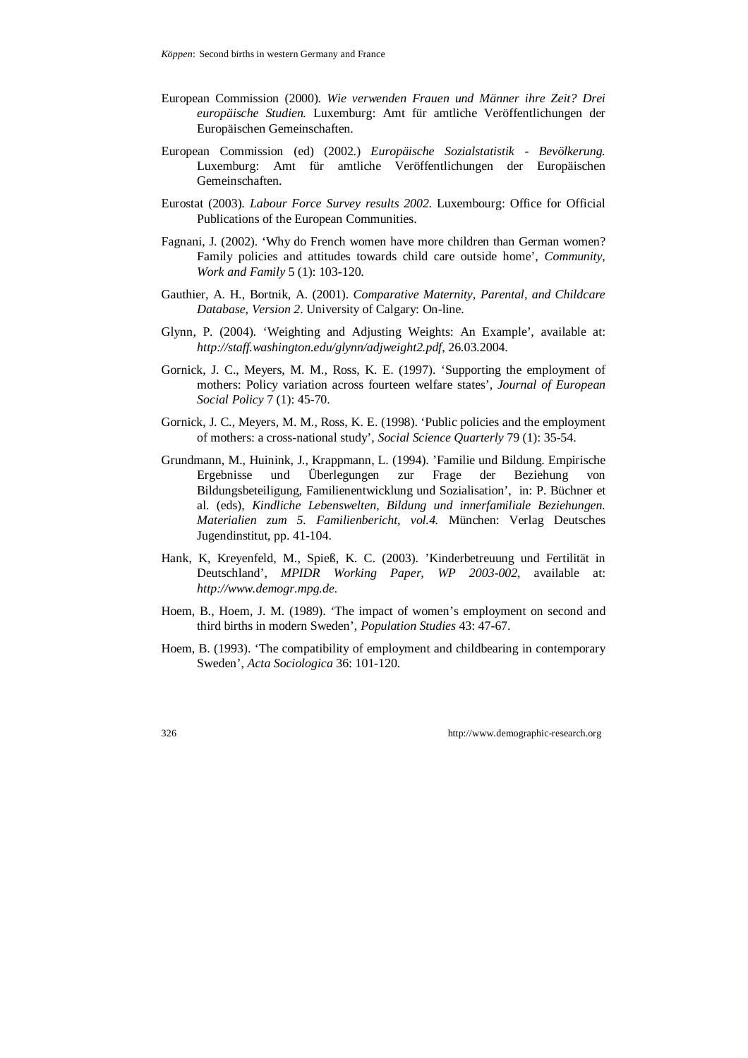European Commission (2000). *Wie verwenden Frauen und Männer ihre Zeit? Drei europäische Studien.* Luxemburg: Amt für amtliche Veröffentlichungen der Europäischen Gemeinschaften.

European Commission (ed) (2002.) *Europäische Sozialstatistik - Bevölkerung.* Luxemburg: Amt für amtliche Veröffentlichungen der Europäischen Gemeinschaften.

Eurostat (2003). *Labour Force Survey results 2002.* Luxembourg: Office for Official Publications of the European Communities.

Fagnani, J. (2002). 'Why do French women have more children than German women? Family policies and attitudes towards child care outside home', *Community, Work and Family* 5 (1): 103-120.

Gauthier, A. H., Bortnik, A. (2001). *Comparative Maternity, Parental, and Childcare Database, Version 2*. University of Calgary: On-line.

Glynn, P. (2004). 'Weighting and Adjusting Weights: An Example', available at: *http://staff.washington.edu/glynn/adjweight2.pdf*, 26.03.2004.

Gornick, J. C., Meyers, M. M., Ross, K. E. (1997). 'Supporting the employment of mothers: Policy variation across fourteen welfare states', *Journal of European Social Policy* 7 (1): 45-70.

Gornick, J. C., Meyers, M. M., Ross, K. E. (1998). 'Public policies and the employment of mothers: a cross-national study', *Social Science Quarterly* 79 (1): 35-54.

Grundmann, M., Huinink, J., Krappmann, L. (1994). 'Familie und Bildung. Empirische Ergebnisse und Überlegungen zur Frage der Beziehung von Bildungsbeteiligung, Familienentwicklung und Sozialisation', in: P. Büchner et al. (eds), *Kindliche Lebenswelten, Bildung und innerfamiliale Beziehungen. Materialien zum 5. Familienbericht, vol.4.* München: Verlag Deutsches Jugendinstitut, pp. 41-104.

Hank, K, Kreyenfeld, M., Spieß, K. C. (2003). 'Kinderbetreuung und Fertilität in Deutschland', *MPIDR Working Paper, WP 2003-002*, available at: *http://www.demogr.mpg.de.*

Hoem, B., Hoem, J. M. (1989). 'The impact of women's employment on second and third births in modern Sweden', *Population Studies* 43: 47-67.

Hoem, B. (1993). 'The compatibility of employment and childbearing in contemporary Sweden', *Acta Sociologica* 36: 101-120.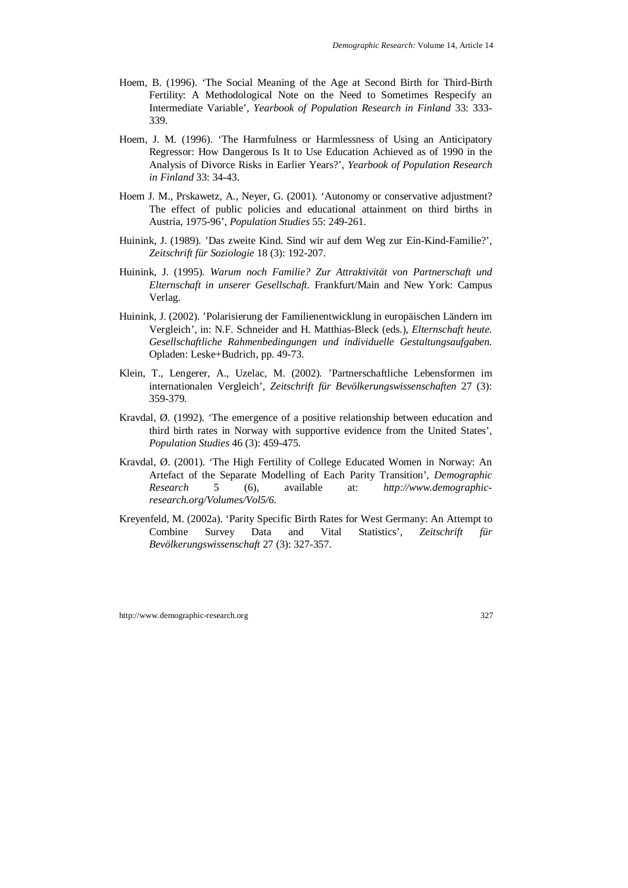Hoem, B. (1996). 'The Social Meaning of the Age at Second Birth for Third-Birth Fertility: A Methodological Note on the Need to Sometimes Respecify an Intermediate Variable', *Yearbook of Population Research in Finland* 33: 333-339.

Hoem, J. M. (1996). 'The Harmfulness or Harmlessness of Using an Anticipatory Regressor: How Dangerous Is It to Use Education Achieved as of 1990 in the Analysis of Divorce Risks in Earlier Years?', *Yearbook of Population Research in Finland* 33: 34-43.

Hoem J. M., Prskawetz, A., Neyer, G. (2001). 'Autonomy or conservative adjustment? The effect of public policies and educational attainment on third births in Austria, 1975-96', *Population Studies* 55: 249-261.

Huinink, J. (1989). 'Das zweite Kind. Sind wir auf dem Weg zur Ein-Kind-Familie?', *Zeitschrift für Soziologie* 18 (3): 192-207.

Huinink, J. (1995). *Warum noch Familie? Zur Attraktivität von Partnerschaft und Elternschaft in unserer Gesellschaft.* Frankfurt/Main and New York: Campus Verlag.

Huinink, J. (2002). 'Polarisierung der Familienentwicklung in europäischen Ländern im Vergleich', in: N.F. Schneider and H. Matthias-Bleck (eds.), *Elternschaft heute. Gesellschaftliche Rahmenbedingungen und individuelle Gestaltungsaufgaben.* Opladen: Leske+Budrich, pp. 49-73.

Klein, T., Lengerer, A., Uzelac, M. (2002). 'Partnerschaftliche Lebensformen im internationalen Vergleich', *Zeitschrift für Bevölkerungswissenschaften* 27 (3): 359-379.

Kravdal, Ø. (1992). 'The emergence of a positive relationship between education and third birth rates in Norway with supportive evidence from the United States', *Population Studies* 46 (3): 459-475.

Kravdal, Ø. (2001). 'The High Fertility of College Educated Women in Norway: An Artefact of the Separate Modelling of Each Parity Transition', *Demographic Research* 5 (6), available at: *http://www.demographic-research.org/Volumes/Vol5/6.*

Kreyenfeld, M. (2002a). 'Parity Specific Birth Rates for West Germany: An Attempt to Combine Survey Data and Vital Statistics', *Zeitschrift für Bevölkerungswissenschaft* 27 (3): 327-357.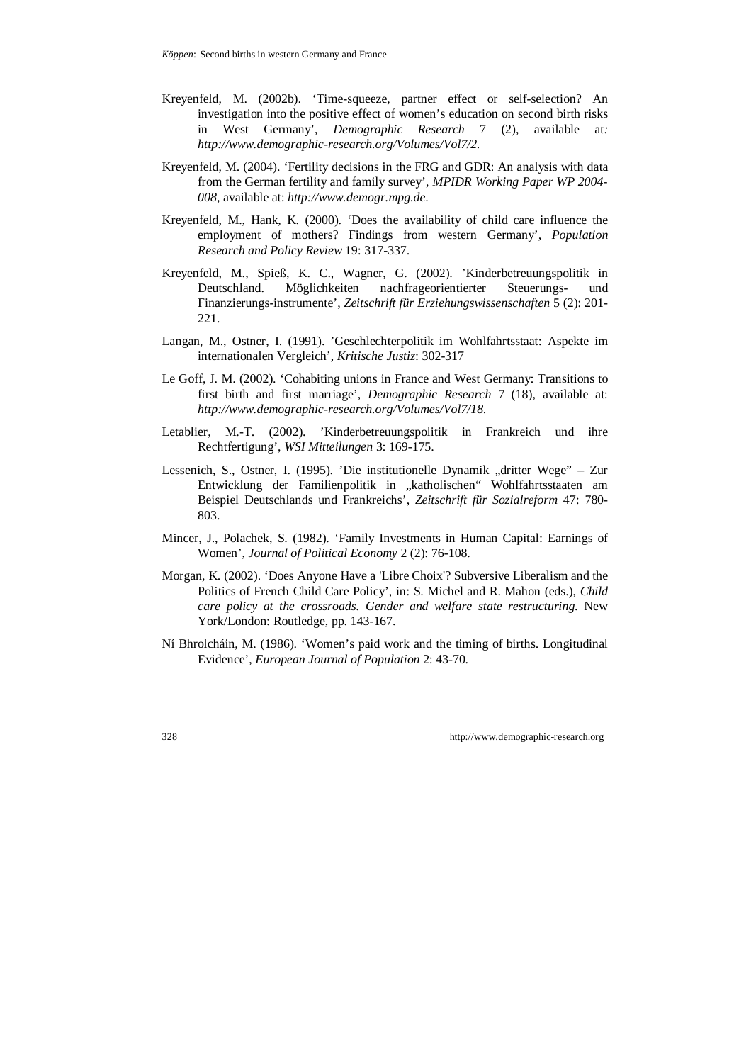Kreyenfeld, M. (2002b). 'Time-squeeze, partner effect or self-selection? An investigation into the positive effect of women's education on second birth risks in West Germany', *Demographic Research* 7 (2), available at*: http://www.demographic-research.org/Volumes/Vol7/2.*

Kreyenfeld, M. (2004). 'Fertility decisions in the FRG and GDR: An analysis with data from the German fertility and family survey', *MPIDR Working Paper WP 2004-008*, available at: *http://www.demogr.mpg.de.*

Kreyenfeld, M., Hank, K. (2000). 'Does the availability of child care influence the employment of mothers? Findings from western Germany', *Population Research and Policy Review* 19: 317-337.

Kreyenfeld, M., Spieß, K. C., Wagner, G. (2002). 'Kinderbetreuungspolitik in Deutschland. Möglichkeiten nachfrageorientierter Steuerungs- und Finanzierungs-instrumente', *Zeitschrift für Erziehungswissenschaften* 5 (2): 201-221.

Langan, M., Ostner, I. (1991). 'Geschlechterpolitik im Wohlfahrtsstaat: Aspekte im internationalen Vergleich', *Kritische Justiz*: 302-317

Le Goff, J. M. (2002). 'Cohabiting unions in France and West Germany: Transitions to first birth and first marriage', *Demographic Research* 7 (18), available at: *http://www.demographic-research.org/Volumes/Vol7/18.*

Letablier, M.-T. (2002). 'Kinderbetreuungspolitik in Frankreich und ihre Rechtfertigung', *WSI Mitteilungen* 3: 169-175.

Lessenich, S., Ostner, I. (1995). 'Die institutionelle Dynamik „dritter Wege" – Zur Entwicklung der Familienpolitik in „katholischen" Wohlfahrtsstaaten am Beispiel Deutschlands und Frankreichs', *Zeitschrift für Sozialreform* 47: 780-803.

Mincer, J., Polachek, S. (1982). 'Family Investments in Human Capital: Earnings of Women', *Journal of Political Economy* 2 (2): 76-108.

Morgan, K. (2002). 'Does Anyone Have a 'Libre Choix'? Subversive Liberalism and the Politics of French Child Care Policy', in: S. Michel and R. Mahon (eds.), *Child care policy at the crossroads. Gender and welfare state restructuring.* New York/London: Routledge, pp. 143-167.

Ní Bhrolcháin, M. (1986). 'Women's paid work and the timing of births. Longitudinal Evidence', *European Journal of Population* 2: 43-70.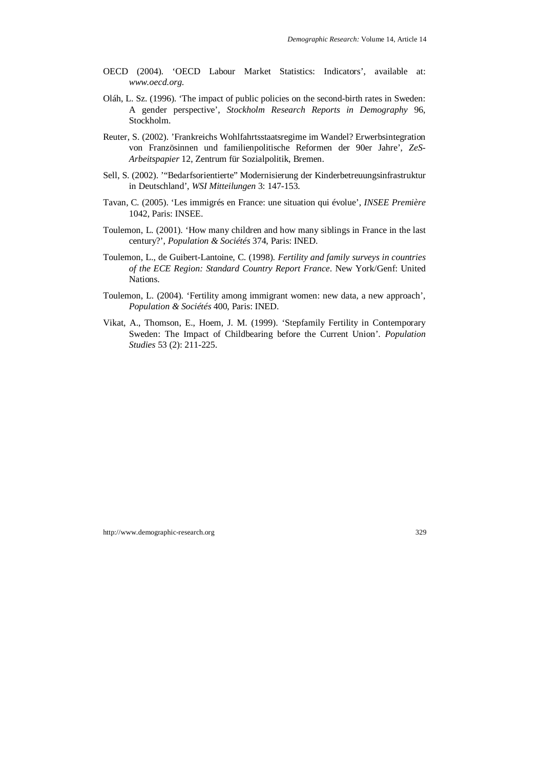OECD (2004). 'OECD Labour Market Statistics: Indicators', available at: *www.oecd.org.*

Oláh, L. Sz. (1996). 'The impact of public policies on the second-birth rates in Sweden: A gender perspective', *Stockholm Research Reports in Demography* 96, Stockholm.

Reuter, S. (2002). 'Frankreichs Wohlfahrtsstaatsregime im Wandel? Erwerbsintegration von Französinnen und familienpolitische Reformen der 90er Jahre', *ZeS-Arbeitspapier* 12, Zentrum für Sozialpolitik, Bremen.

Sell, S. (2002). '"Bedarfsorientierte" Modernisierung der Kinderbetreuungsinfrastruktur in Deutschland', *WSI Mitteilungen* 3: 147-153.

Tavan, C. (2005). 'Les immigrés en France: une situation qui évolue', *INSEE Première* 1042, Paris: INSEE.

Toulemon, L. (2001). 'How many children and how many siblings in France in the last century?', *Population & Sociétés* 374, Paris: INED.

Toulemon, L., de Guibert-Lantoine, C. (1998). *Fertility and family surveys in countries of the ECE Region: Standard Country Report France*. New York/Genf: United Nations.

Toulemon, L. (2004). 'Fertility among immigrant women: new data, a new approach', *Population & Sociétés* 400, Paris: INED.

Vikat, A., Thomson, E., Hoem, J. M. (1999). 'Stepfamily Fertility in Contemporary Sweden: The Impact of Childbearing before the Current Union'. *Population Studies* 53 (2): 211-225.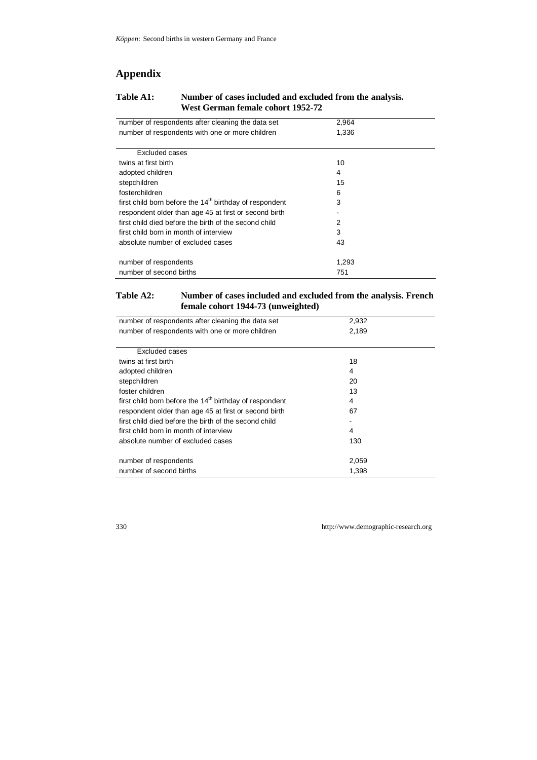# Appendix

**Table A1: Number of cases included and excluded from the analysis. West German female cohort 1952-72**

| | |
|---|---|
| number of respondents after cleaning the data set | 2,964 |
| number of respondents with one or more children | 1,336 |
| Excluded cases | |
| twins at first birth | 10 |
| adopted children | 4 |
| stepchildren | 15 |
| fosterchildren | 6 |
| first child born before the 14th birthday of respondent | 3 |
| respondent older than age 45 at first or second birth | - |
| first child died before the birth of the second child | 2 |
| first child born in month of interview | 3 |
| absolute number of excluded cases | 43 |
| number of respondents | 1,293 |
| number of second births | 751 |

**Table A2: Number of cases included and excluded from the analysis. French female cohort 1944-73 (unweighted)**

| | |
|---|---|
| number of respondents after cleaning the data set | 2,932 |
| number of respondents with one or more children | 2,189 |
| Excluded cases | |
| twins at first birth | 18 |
| adopted children | 4 |
| stepchildren | 20 |
| foster children | 13 |
| first child born before the 14th birthday of respondent | 4 |
| respondent older than age 45 at first or second birth | 67 |
| first child died before the birth of the second child | - |
| first child born in month of interview | 4 |
| absolute number of excluded cases | 130 |
| number of respondents | 2,059 |
| number of second births | 1,398 |